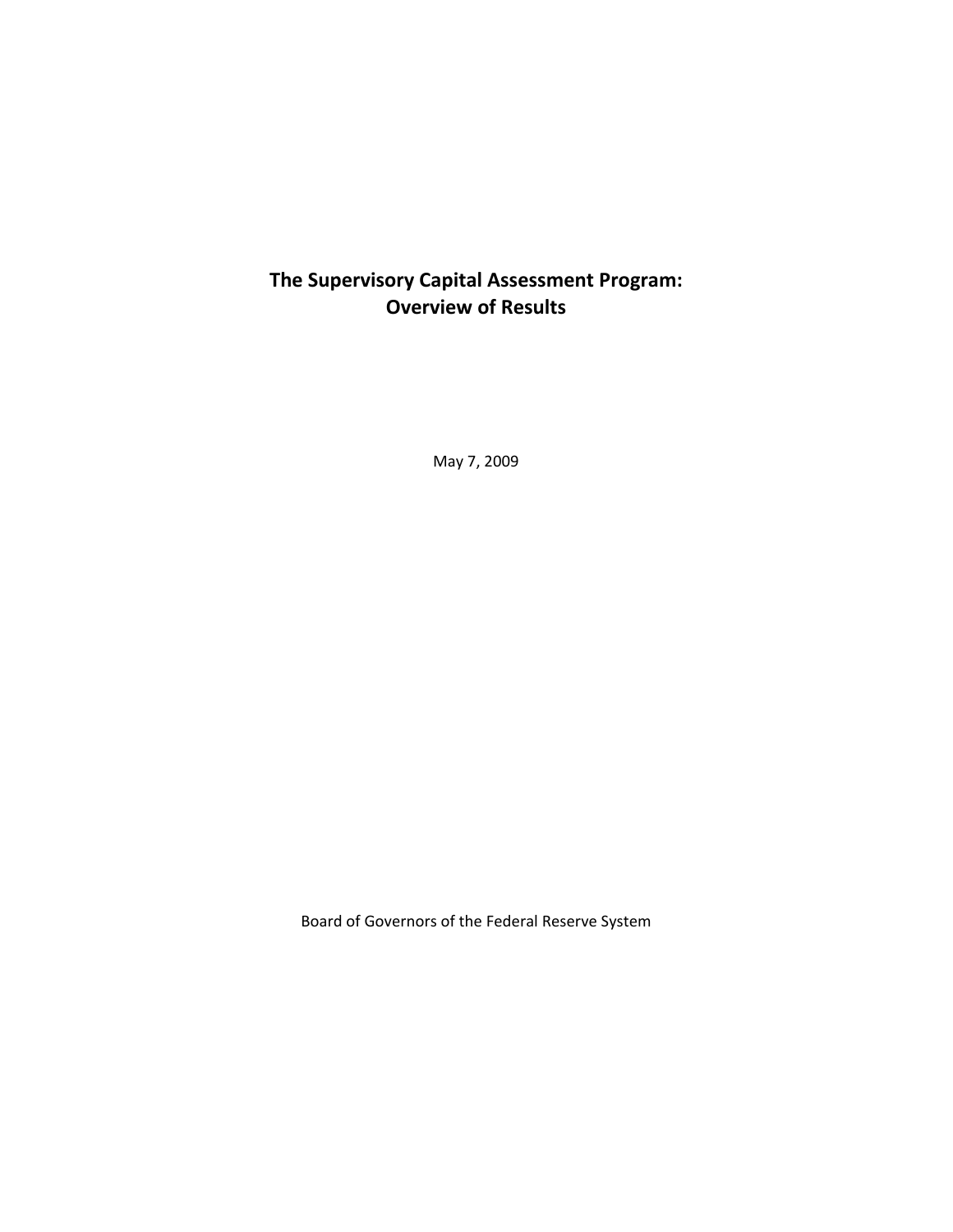# The Supervisory Capital Assessment Program: Overview of Results

May 7, 2009

Board of Governors of the Federal Reserve System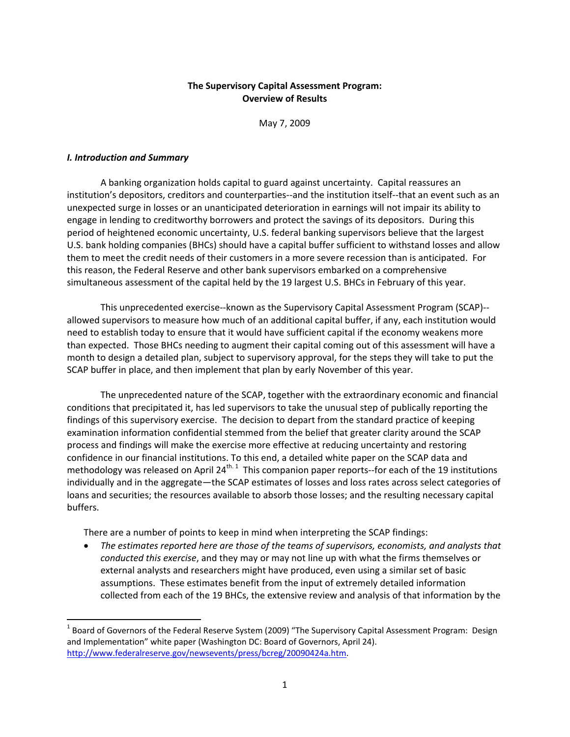**The Supervisory Capital Assessment Program: Overview of Results**

May 7, 2009

### *I. Introduction and Summary*

A banking organization holds capital to guard against uncertainty. Capital reassures an institution's depositors, creditors and counterparties--and the institution itself--that an event such as an unexpected surge in losses or an unanticipated deterioration in earnings will not impair its ability to engage in lending to creditworthy borrowers and protect the savings of its depositors. During this period of heightened economic uncertainty, U.S. federal banking supervisors believe that the largest U.S. bank holding companies (BHCs) should have a capital buffer sufficient to withstand losses and allow them to meet the credit needs of their customers in a more severe recession than is anticipated. For this reason, the Federal Reserve and other bank supervisors embarked on a comprehensive simultaneous assessment of the capital held by the 19 largest U.S. BHCs in February of this year.

This unprecedented exercise--known as the Supervisory Capital Assessment Program (SCAP)--allowed supervisors to measure how much of an additional capital buffer, if any, each institution would need to establish today to ensure that it would have sufficient capital if the economy weakens more than expected. Those BHCs needing to augment their capital coming out of this assessment will have a month to design a detailed plan, subject to supervisory approval, for the steps they will take to put the SCAP buffer in place, and then implement that plan by early November of this year.

The unprecedented nature of the SCAP, together with the extraordinary economic and financial conditions that precipitated it, has led supervisors to take the unusual step of publically reporting the findings of this supervisory exercise. The decision to depart from the standard practice of keeping examination information confidential stemmed from the belief that greater clarity around the SCAP process and findings will make the exercise more effective at reducing uncertainty and restoring confidence in our financial institutions. To this end, a detailed white paper on the SCAP data and methodology was released on April 24th.[1] This companion paper reports--for each of the 19 institutions individually and in the aggregate—the SCAP estimates of losses and loss rates across select categories of loans and securities; the resources available to absorb those losses; and the resulting necessary capital buffers.

There are a number of points to keep in mind when interpreting the SCAP findings:

- *The estimates reported here are those of the teams of supervisors, economists, and analysts that conducted this exercise*, and they may or may not line up with what the firms themselves or external analysts and researchers might have produced, even using a similar set of basic assumptions. These estimates benefit from the input of extremely detailed information collected from each of the 19 BHCs, the extensive review and analysis of that information by the

[1] Board of Governors of the Federal Reserve System (2009) "The Supervisory Capital Assessment Program: Design and Implementation" white paper (Washington DC: Board of Governors, April 24). http://www.federalreserve.gov/newsevents/press/bcreg/20090424a.htm.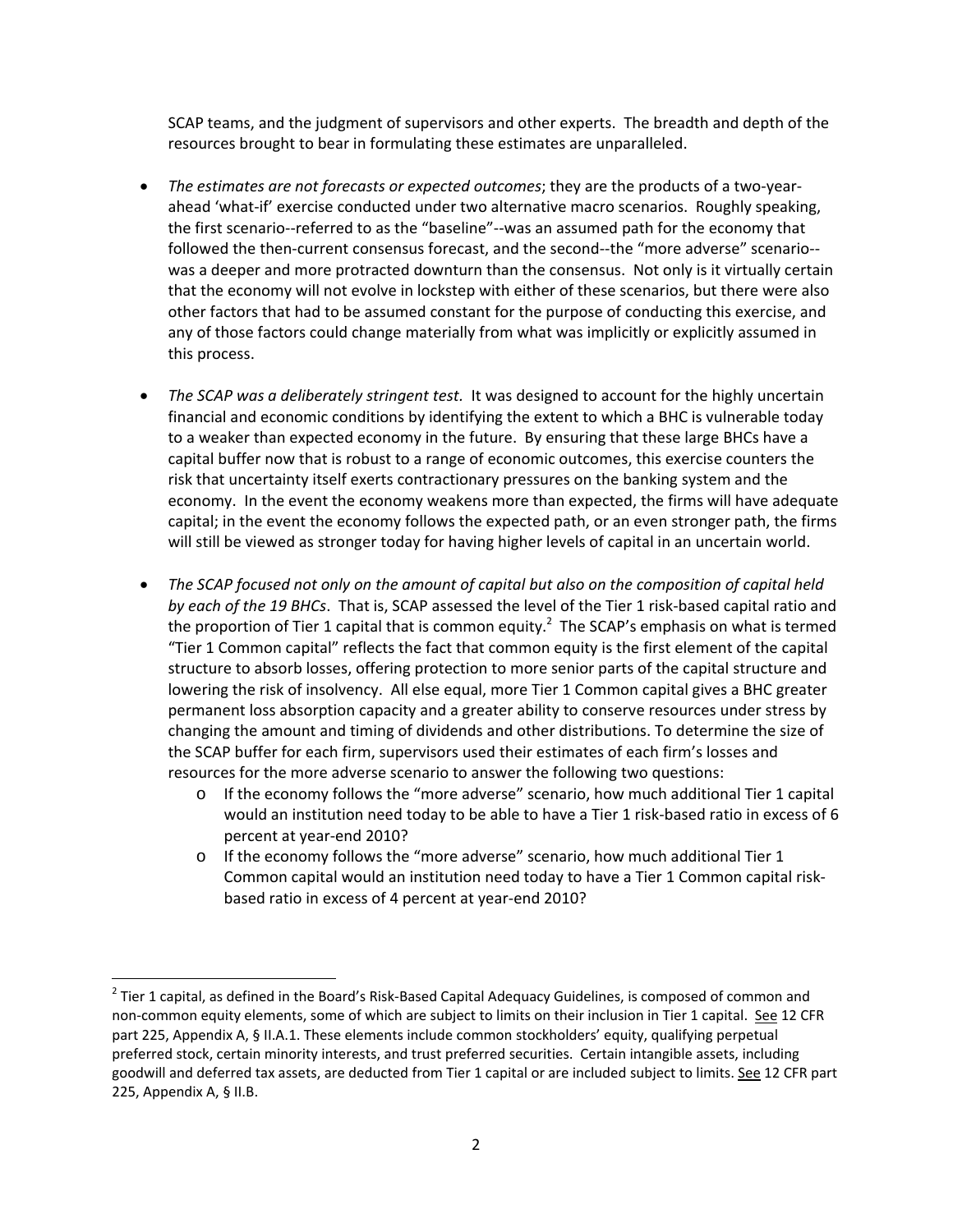SCAP teams, and the judgment of supervisors and other experts. The breadth and depth of the resources brought to bear in formulating these estimates are unparalleled.

- *The estimates are not forecasts or expected outcomes*; they are the products of a two-year-ahead 'what-if' exercise conducted under two alternative macro scenarios. Roughly speaking, the first scenario--referred to as the "baseline"--was an assumed path for the economy that followed the then-current consensus forecast, and the second--the "more adverse" scenario--was a deeper and more protracted downturn than the consensus. Not only is it virtually certain that the economy will not evolve in lockstep with either of these scenarios, but there were also other factors that had to be assumed constant for the purpose of conducting this exercise, and any of those factors could change materially from what was implicitly or explicitly assumed in this process.

- *The SCAP was a deliberately stringent test.* It was designed to account for the highly uncertain financial and economic conditions by identifying the extent to which a BHC is vulnerable today to a weaker than expected economy in the future. By ensuring that these large BHCs have a capital buffer now that is robust to a range of economic outcomes, this exercise counters the risk that uncertainty itself exerts contractionary pressures on the banking system and the economy. In the event the economy weakens more than expected, the firms will have adequate capital; in the event the economy follows the expected path, or an even stronger path, the firms will still be viewed as stronger today for having higher levels of capital in an uncertain world.

- *The SCAP focused not only on the amount of capital but also on the composition of capital held by each of the 19 BHCs*. That is, SCAP assessed the level of the Tier 1 risk-based capital ratio and the proportion of Tier 1 capital that is common equity.[2] The SCAP's emphasis on what is termed "Tier 1 Common capital" reflects the fact that common equity is the first element of the capital structure to absorb losses, offering protection to more senior parts of the capital structure and lowering the risk of insolvency. All else equal, more Tier 1 Common capital gives a BHC greater permanent loss absorption capacity and a greater ability to conserve resources under stress by changing the amount and timing of dividends and other distributions. To determine the size of the SCAP buffer for each firm, supervisors used their estimates of each firm's losses and resources for the more adverse scenario to answer the following two questions:
  - If the economy follows the "more adverse" scenario, how much additional Tier 1 capital would an institution need today to be able to have a Tier 1 risk-based ratio in excess of 6 percent at year-end 2010?
  - If the economy follows the "more adverse" scenario, how much additional Tier 1 Common capital would an institution need today to have a Tier 1 Common capital risk-based ratio in excess of 4 percent at year-end 2010?

[2] Tier 1 capital, as defined in the Board's Risk-Based Capital Adequacy Guidelines, is composed of common and non-common equity elements, some of which are subject to limits on their inclusion in Tier 1 capital. See 12 CFR part 225, Appendix A, § II.A.1. These elements include common stockholders' equity, qualifying perpetual preferred stock, certain minority interests, and trust preferred securities. Certain intangible assets, including goodwill and deferred tax assets, are deducted from Tier 1 capital or are included subject to limits. See 12 CFR part 225, Appendix A, § II.B.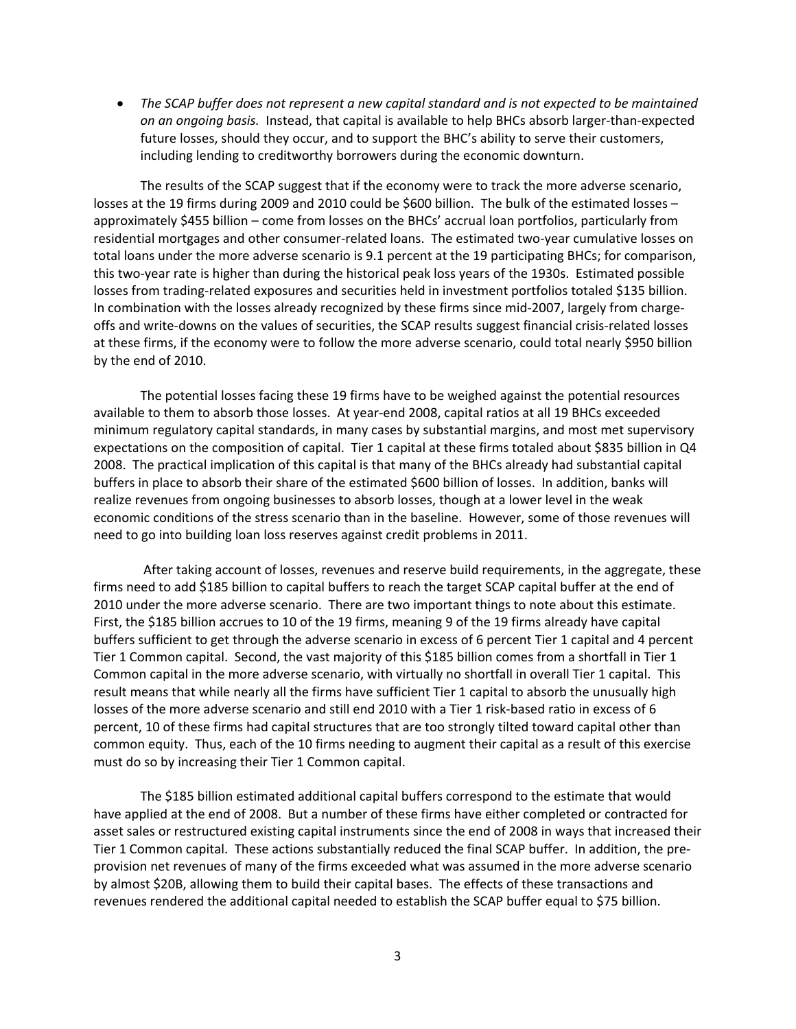- *The SCAP buffer does not represent a new capital standard and is not expected to be maintained on an ongoing basis.* Instead, that capital is available to help BHCs absorb larger-than-expected future losses, should they occur, and to support the BHC's ability to serve their customers, including lending to creditworthy borrowers during the economic downturn.

The results of the SCAP suggest that if the economy were to track the more adverse scenario, losses at the 19 firms during 2009 and 2010 could be $600 billion. The bulk of the estimated losses – approximately $455 billion – come from losses on the BHCs' accrual loan portfolios, particularly from residential mortgages and other consumer-related loans. The estimated two-year cumulative losses on total loans under the more adverse scenario is 9.1 percent at the 19 participating BHCs; for comparison, this two-year rate is higher than during the historical peak loss years of the 1930s. Estimated possible losses from trading-related exposures and securities held in investment portfolios totaled $135 billion. In combination with the losses already recognized by these firms since mid-2007, largely from charge-offs and write-downs on the values of securities, the SCAP results suggest financial crisis-related losses at these firms, if the economy were to follow the more adverse scenario, could total nearly $950 billion by the end of 2010.

The potential losses facing these 19 firms have to be weighed against the potential resources available to them to absorb those losses. At year-end 2008, capital ratios at all 19 BHCs exceeded minimum regulatory capital standards, in many cases by substantial margins, and most met supervisory expectations on the composition of capital. Tier 1 capital at these firms totaled about $835 billion in Q4 2008. The practical implication of this capital is that many of the BHCs already had substantial capital buffers in place to absorb their share of the estimated $600 billion of losses. In addition, banks will realize revenues from ongoing businesses to absorb losses, though at a lower level in the weak economic conditions of the stress scenario than in the baseline. However, some of those revenues will need to go into building loan loss reserves against credit problems in 2011.

After taking account of losses, revenues and reserve build requirements, in the aggregate, these firms need to add $185 billion to capital buffers to reach the target SCAP capital buffer at the end of 2010 under the more adverse scenario. There are two important things to note about this estimate. First, the $185 billion accrues to 10 of the 19 firms, meaning 9 of the 19 firms already have capital buffers sufficient to get through the adverse scenario in excess of 6 percent Tier 1 capital and 4 percent Tier 1 Common capital. Second, the vast majority of this $185 billion comes from a shortfall in Tier 1 Common capital in the more adverse scenario, with virtually no shortfall in overall Tier 1 capital. This result means that while nearly all the firms have sufficient Tier 1 capital to absorb the unusually high losses of the more adverse scenario and still end 2010 with a Tier 1 risk-based ratio in excess of 6 percent, 10 of these firms had capital structures that are too strongly tilted toward capital other than common equity. Thus, each of the 10 firms needing to augment their capital as a result of this exercise must do so by increasing their Tier 1 Common capital.

The $185 billion estimated additional capital buffers correspond to the estimate that would have applied at the end of 2008. But a number of these firms have either completed or contracted for asset sales or restructured existing capital instruments since the end of 2008 in ways that increased their Tier 1 Common capital. These actions substantially reduced the final SCAP buffer. In addition, the pre-provision net revenues of many of the firms exceeded what was assumed in the more adverse scenario by almost $20B, allowing them to build their capital bases. The effects of these transactions and revenues rendered the additional capital needed to establish the SCAP buffer equal to $75 billion.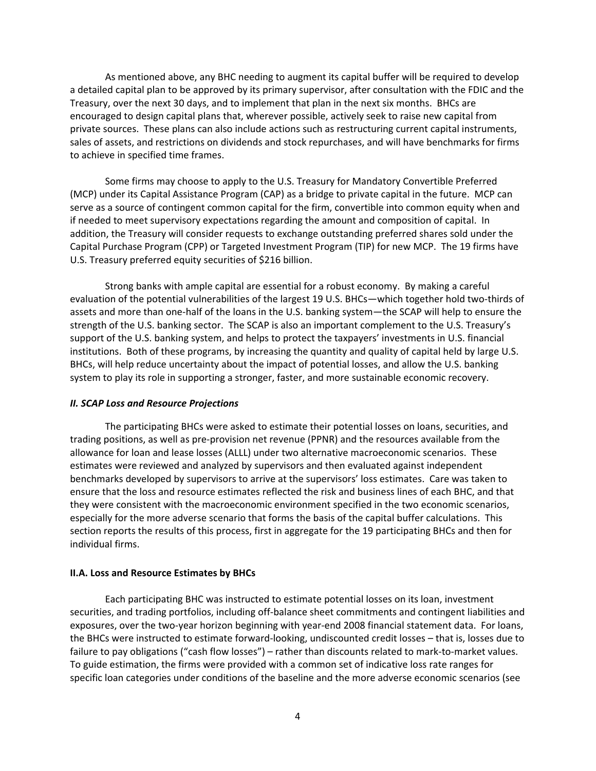As mentioned above, any BHC needing to augment its capital buffer will be required to develop a detailed capital plan to be approved by its primary supervisor, after consultation with the FDIC and the Treasury, over the next 30 days, and to implement that plan in the next six months. BHCs are encouraged to design capital plans that, wherever possible, actively seek to raise new capital from private sources. These plans can also include actions such as restructuring current capital instruments, sales of assets, and restrictions on dividends and stock repurchases, and will have benchmarks for firms to achieve in specified time frames.

Some firms may choose to apply to the U.S. Treasury for Mandatory Convertible Preferred (MCP) under its Capital Assistance Program (CAP) as a bridge to private capital in the future. MCP can serve as a source of contingent common capital for the firm, convertible into common equity when and if needed to meet supervisory expectations regarding the amount and composition of capital. In addition, the Treasury will consider requests to exchange outstanding preferred shares sold under the Capital Purchase Program (CPP) or Targeted Investment Program (TIP) for new MCP. The 19 firms have U.S. Treasury preferred equity securities of $216 billion.

Strong banks with ample capital are essential for a robust economy. By making a careful evaluation of the potential vulnerabilities of the largest 19 U.S. BHCs—which together hold two-thirds of assets and more than one-half of the loans in the U.S. banking system—the SCAP will help to ensure the strength of the U.S. banking sector. The SCAP is also an important complement to the U.S. Treasury's support of the U.S. banking system, and helps to protect the taxpayers' investments in U.S. financial institutions. Both of these programs, by increasing the quantity and quality of capital held by large U.S. BHCs, will help reduce uncertainty about the impact of potential losses, and allow the U.S. banking system to play its role in supporting a stronger, faster, and more sustainable economic recovery.

## *II. SCAP Loss and Resource Projections*

The participating BHCs were asked to estimate their potential losses on loans, securities, and trading positions, as well as pre-provision net revenue (PPNR) and the resources available from the allowance for loan and lease losses (ALLL) under two alternative macroeconomic scenarios. These estimates were reviewed and analyzed by supervisors and then evaluated against independent benchmarks developed by supervisors to arrive at the supervisors' loss estimates. Care was taken to ensure that the loss and resource estimates reflected the risk and business lines of each BHC, and that they were consistent with the macroeconomic environment specified in the two economic scenarios, especially for the more adverse scenario that forms the basis of the capital buffer calculations. This section reports the results of this process, first in aggregate for the 19 participating BHCs and then for individual firms.

### II.A. Loss and Resource Estimates by BHCs

Each participating BHC was instructed to estimate potential losses on its loan, investment securities, and trading portfolios, including off-balance sheet commitments and contingent liabilities and exposures, over the two-year horizon beginning with year-end 2008 financial statement data. For loans, the BHCs were instructed to estimate forward-looking, undiscounted credit losses – that is, losses due to failure to pay obligations ("cash flow losses") – rather than discounts related to mark-to-market values. To guide estimation, the firms were provided with a common set of indicative loss rate ranges for specific loan categories under conditions of the baseline and the more adverse economic scenarios (see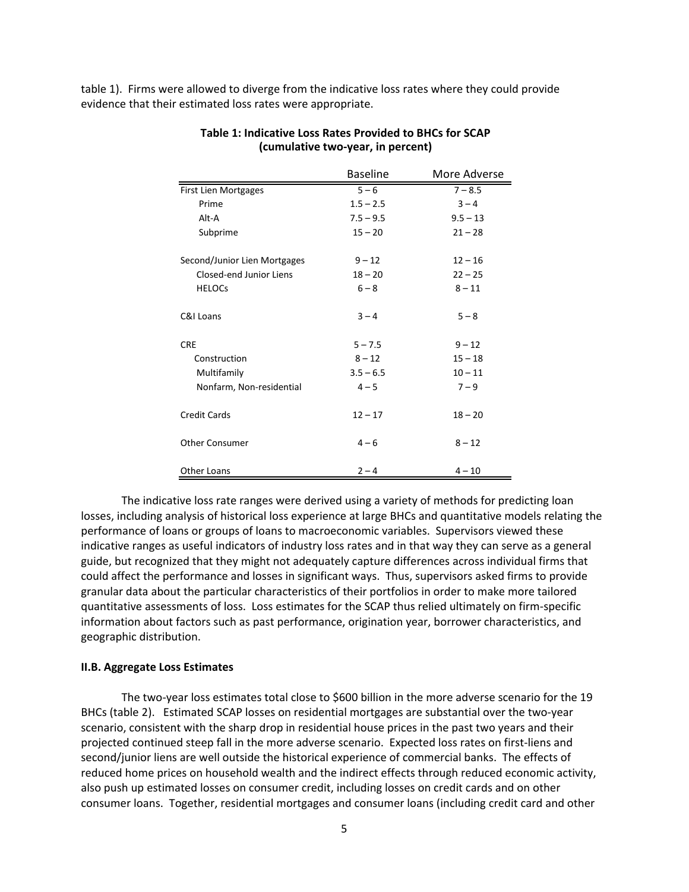table 1). Firms were allowed to diverge from the indicative loss rates where they could provide evidence that their estimated loss rates were appropriate.

**Table 1: Indicative Loss Rates Provided to BHCs for SCAP (cumulative two-year, in percent)**

| | Baseline | More Adverse |
|---|---|---|
| First Lien Mortgages | 5 – 6 | 7 – 8.5 |
| Prime | 1.5 – 2.5 | 3 – 4 |
| Alt-A | 7.5 – 9.5 | 9.5 – 13 |
| Subprime | 15 – 20 | 21 – 28 |
| Second/Junior Lien Mortgages | 9 – 12 | 12 – 16 |
| Closed-end Junior Liens | 18 – 20 | 22 – 25 |
| HELOCs | 6 – 8 | 8 – 11 |
| C&I Loans | 3 – 4 | 5 – 8 |
| CRE | 5 – 7.5 | 9 – 12 |
| Construction | 8 – 12 | 15 – 18 |
| Multifamily | 3.5 – 6.5 | 10 – 11 |
| Nonfarm, Non-residential | 4 – 5 | 7 – 9 |
| Credit Cards | 12 – 17 | 18 – 20 |
| Other Consumer | 4 – 6 | 8 – 12 |
| Other Loans | 2 – 4 | 4 – 10 |

The indicative loss rate ranges were derived using a variety of methods for predicting loan losses, including analysis of historical loss experience at large BHCs and quantitative models relating the performance of loans or groups of loans to macroeconomic variables. Supervisors viewed these indicative ranges as useful indicators of industry loss rates and in that way they can serve as a general guide, but recognized that they might not adequately capture differences across individual firms that could affect the performance and losses in significant ways. Thus, supervisors asked firms to provide granular data about the particular characteristics of their portfolios in order to make more tailored quantitative assessments of loss. Loss estimates for the SCAP thus relied ultimately on firm-specific information about factors such as past performance, origination year, borrower characteristics, and geographic distribution.

### II.B. Aggregate Loss Estimates

The two-year loss estimates total close to $600 billion in the more adverse scenario for the 19 BHCs (table 2). Estimated SCAP losses on residential mortgages are substantial over the two-year scenario, consistent with the sharp drop in residential house prices in the past two years and their projected continued steep fall in the more adverse scenario. Expected loss rates on first-liens and second/junior liens are well outside the historical experience of commercial banks. The effects of reduced home prices on household wealth and the indirect effects through reduced economic activity, also push up estimated losses on consumer credit, including losses on credit cards and on other consumer loans. Together, residential mortgages and consumer loans (including credit card and other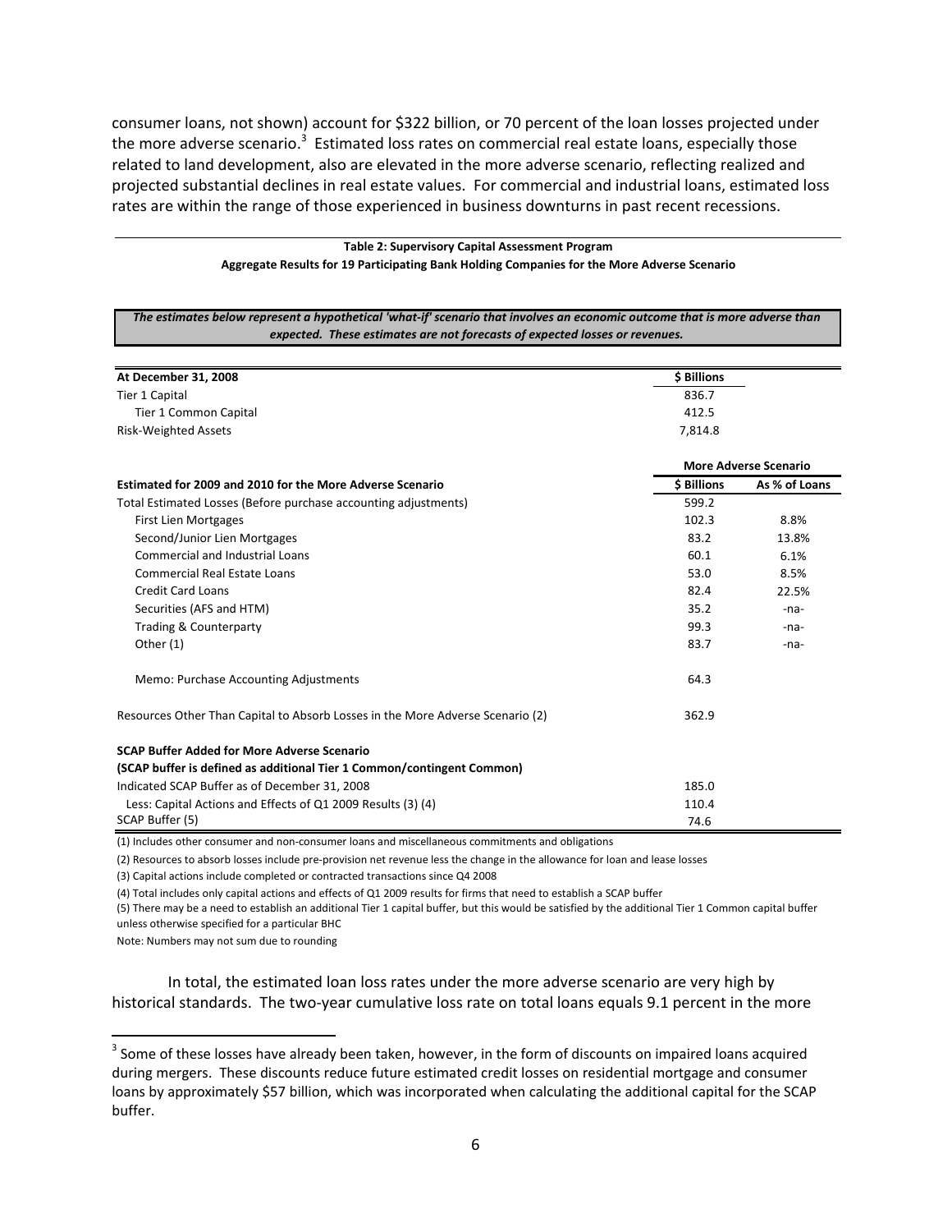consumer loans, not shown) account for $322 billion, or 70 percent of the loan losses projected under the more adverse scenario.[3] Estimated loss rates on commercial real estate loans, especially those related to land development, also are elevated in the more adverse scenario, reflecting realized and projected substantial declines in real estate values. For commercial and industrial loans, estimated loss rates are within the range of those experienced in business downturns in past recent recessions.

**Table 2: Supervisory Capital Assessment Program**
**Aggregate Results for 19 Participating Bank Holding Companies for the More Adverse Scenario**

***The estimates below represent a hypothetical 'what-if' scenario that involves an economic outcome that is more adverse than expected. These estimates are not forecasts of expected losses or revenues.***

| At December 31, 2008 | $ Billions | |
|---|---|---|
| Tier 1 Capital | 836.7 | |
| Tier 1 Common Capital | 412.5 | |
| Risk-Weighted Assets | 7,814.8 | |
| | **More Adverse Scenario** | |
| **Estimated for 2009 and 2010 for the More Adverse Scenario** | **$ Billions** | **As % of Loans** |
| Total Estimated Losses (Before purchase accounting adjustments) | 599.2 | |
| First Lien Mortgages | 102.3 | 8.8% |
| Second/Junior Lien Mortgages | 83.2 | 13.8% |
| Commercial and Industrial Loans | 60.1 | 6.1% |
| Commercial Real Estate Loans | 53.0 | 8.5% |
| Credit Card Loans | 82.4 | 22.5% |
| Securities (AFS and HTM) | 35.2 | -na- |
| Trading & Counterparty | 99.3 | -na- |
| Other (1) | 83.7 | -na- |
| Memo: Purchase Accounting Adjustments | 64.3 | |
| Resources Other Than Capital to Absorb Losses in the More Adverse Scenario (2) | 362.9 | |
| **SCAP Buffer Added for More Adverse Scenario** | | |
| **(SCAP buffer is defined as additional Tier 1 Common/contingent Common)** | | |
| Indicated SCAP Buffer as of December 31, 2008 | 185.0 | |
| Less: Capital Actions and Effects of Q1 2009 Results (3) (4) | 110.4 | |
| SCAP Buffer (5) | 74.6 | |

(1) Includes other consumer and non-consumer loans and miscellaneous commitments and obligations

(2) Resources to absorb losses include pre-provision net revenue less the change in the allowance for loan and lease losses

(3) Capital actions include completed or contracted transactions since Q4 2008

(4) Total includes only capital actions and effects of Q1 2009 results for firms that need to establish a SCAP buffer

(5) There may be a need to establish an additional Tier 1 capital buffer, but this would be satisfied by the additional Tier 1 Common capital buffer unless otherwise specified for a particular BHC

Note: Numbers may not sum due to rounding

In total, the estimated loan loss rates under the more adverse scenario are very high by historical standards. The two-year cumulative loss rate on total loans equals 9.1 percent in the more

[3] Some of these losses have already been taken, however, in the form of discounts on impaired loans acquired during mergers. These discounts reduce future estimated credit losses on residential mortgage and consumer loans by approximately $57 billion, which was incorporated when calculating the additional capital for the SCAP buffer.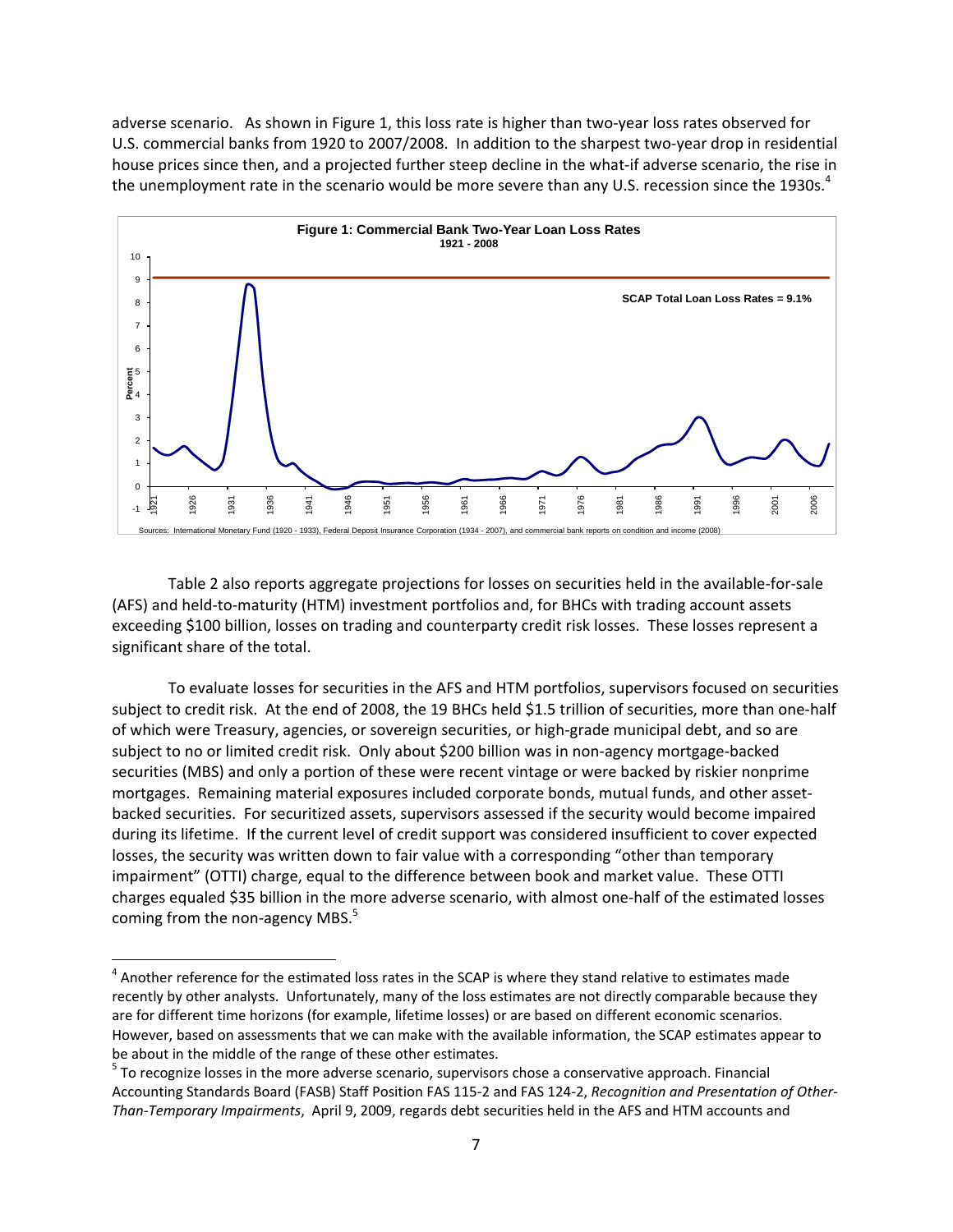adverse scenario. As shown in Figure 1, this loss rate is higher than two-year loss rates observed for U.S. commercial banks from 1920 to 2007/2008. In addition to the sharpest two-year drop in residential house prices since then, and a projected further steep decline in the what-if adverse scenario, the rise in the unemployment rate in the scenario would be more severe than any U.S. recession since the 1930s.[4]

**Figure 1: Commercial Bank Two-Year Loan Loss Rates**
**1921 - 2008**

SCAP Total Loan Loss Rates = 9.1%

Sources: International Monetary Fund (1920 - 1933), Federal Deposit Insurance Corporation (1934 - 2007), and commercial bank reports on condition and income (2008)

Table 2 also reports aggregate projections for losses on securities held in the available-for-sale (AFS) and held-to-maturity (HTM) investment portfolios and, for BHCs with trading account assets exceeding \$100 billion, losses on trading and counterparty credit risk losses. These losses represent a significant share of the total.

To evaluate losses for securities in the AFS and HTM portfolios, supervisors focused on securities subject to credit risk. At the end of 2008, the 19 BHCs held \$1.5 trillion of securities, more than one-half of which were Treasury, agencies, or sovereign securities, or high-grade municipal debt, and so are subject to no or limited credit risk. Only about \$200 billion was in non-agency mortgage-backed securities (MBS) and only a portion of these were recent vintage or were backed by riskier nonprime mortgages. Remaining material exposures included corporate bonds, mutual funds, and other asset-backed securities. For securitized assets, supervisors assessed if the security would become impaired during its lifetime. If the current level of credit support was considered insufficient to cover expected losses, the security was written down to fair value with a corresponding "other than temporary impairment" (OTTI) charge, equal to the difference between book and market value. These OTTI charges equaled \$35 billion in the more adverse scenario, with almost one-half of the estimated losses coming from the non-agency MBS.[5]

---

[4] Another reference for the estimated loss rates in the SCAP is where they stand relative to estimates made recently by other analysts. Unfortunately, many of the loss estimates are not directly comparable because they are for different time horizons (for example, lifetime losses) or are based on different economic scenarios. However, based on assessments that we can make with the available information, the SCAP estimates appear to be about in the middle of the range of these other estimates.

[5] To recognize losses in the more adverse scenario, supervisors chose a conservative approach. Financial Accounting Standards Board (FASB) Staff Position FAS 115-2 and FAS 124-2, *Recognition and Presentation of Other-Than-Temporary Impairments*, April 9, 2009, regards debt securities held in the AFS and HTM accounts and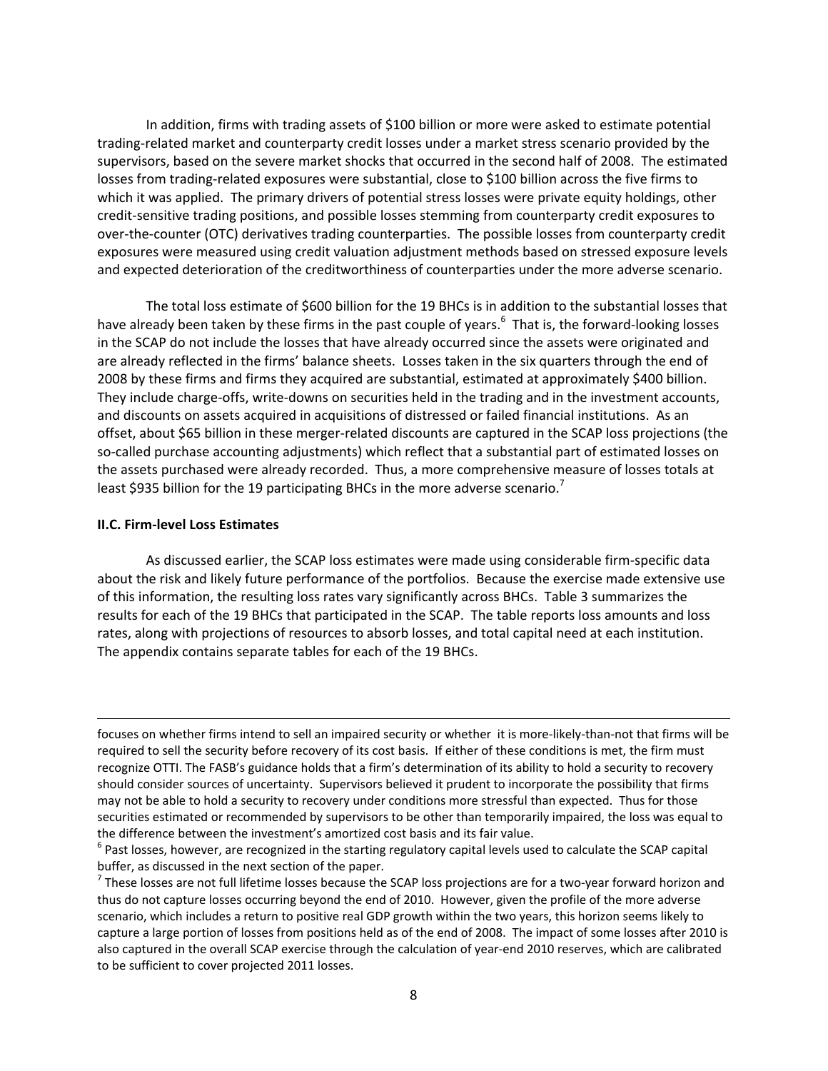In addition, firms with trading assets of $100 billion or more were asked to estimate potential trading-related market and counterparty credit losses under a market stress scenario provided by the supervisors, based on the severe market shocks that occurred in the second half of 2008. The estimated losses from trading-related exposures were substantial, close to $100 billion across the five firms to which it was applied. The primary drivers of potential stress losses were private equity holdings, other credit-sensitive trading positions, and possible losses stemming from counterparty credit exposures to over-the-counter (OTC) derivatives trading counterparties. The possible losses from counterparty credit exposures were measured using credit valuation adjustment methods based on stressed exposure levels and expected deterioration of the creditworthiness of counterparties under the more adverse scenario.

The total loss estimate of $600 billion for the 19 BHCs is in addition to the substantial losses that have already been taken by these firms in the past couple of years.[6] That is, the forward-looking losses in the SCAP do not include the losses that have already occurred since the assets were originated and are already reflected in the firms' balance sheets. Losses taken in the six quarters through the end of 2008 by these firms and firms they acquired are substantial, estimated at approximately $400 billion. They include charge-offs, write-downs on securities held in the trading and in the investment accounts, and discounts on assets acquired in acquisitions of distressed or failed financial institutions. As an offset, about $65 billion in these merger-related discounts are captured in the SCAP loss projections (the so-called purchase accounting adjustments) which reflect that a substantial part of estimated losses on the assets purchased were already recorded. Thus, a more comprehensive measure of losses totals at least $935 billion for the 19 participating BHCs in the more adverse scenario.[7]

### II.C. Firm-level Loss Estimates

As discussed earlier, the SCAP loss estimates were made using considerable firm-specific data about the risk and likely future performance of the portfolios. Because the exercise made extensive use of this information, the resulting loss rates vary significantly across BHCs. Table 3 summarizes the results for each of the 19 BHCs that participated in the SCAP. The table reports loss amounts and loss rates, along with projections of resources to absorb losses, and total capital need at each institution. The appendix contains separate tables for each of the 19 BHCs.

---

focuses on whether firms intend to sell an impaired security or whether it is more-likely-than-not that firms will be required to sell the security before recovery of its cost basis. If either of these conditions is met, the firm must recognize OTTI. The FASB's guidance holds that a firm's determination of its ability to hold a security to recovery should consider sources of uncertainty. Supervisors believed it prudent to incorporate the possibility that firms may not be able to hold a security to recovery under conditions more stressful than expected. Thus for those securities estimated or recommended by supervisors to be other than temporarily impaired, the loss was equal to the difference between the investment's amortized cost basis and its fair value.

[6] Past losses, however, are recognized in the starting regulatory capital levels used to calculate the SCAP capital buffer, as discussed in the next section of the paper.

[7] These losses are not full lifetime losses because the SCAP loss projections are for a two-year forward horizon and thus do not capture losses occurring beyond the end of 2010. However, given the profile of the more adverse scenario, which includes a return to positive real GDP growth within the two years, this horizon seems likely to capture a large portion of losses from positions held as of the end of 2008. The impact of some losses after 2010 is also captured in the overall SCAP exercise through the calculation of year-end 2010 reserves, which are calibrated to be sufficient to cover projected 2011 losses.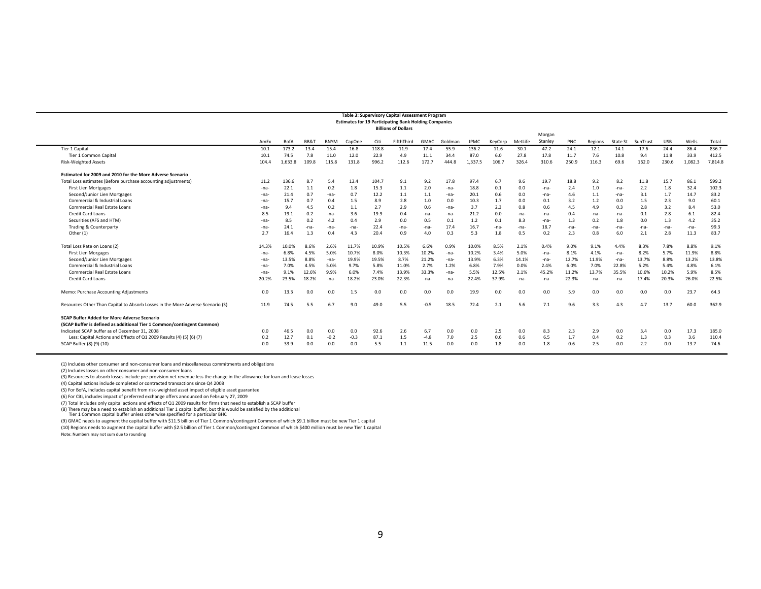**Table 3: Supervisory Capital Assessment Program**
**Estimates for 19 Participating Bank Holding Companies**
**Billions of Dollars**

| | AmEx | BofA | BB&T | BNYM | CapOne | Citi | FifthThird | GMAC | Goldman | JPMC | KeyCorp | MetLife | Morgan Stanley | PNC | Regions | State St | SunTrust | USB | Wells | Total |
|---|---|---|---|---|---|---|---|---|---|---|---|---|---|---|---|---|---|---|---|---|
| Tier 1 Capital | 10.1 | 173.2 | 13.4 | 15.4 | 16.8 | 118.8 | 11.9 | 17.4 | 55.9 | 136.2 | 11.6 | 30.1 | 47.2 | 24.1 | 12.1 | 14.1 | 17.6 | 24.4 | 86.4 | 836.7 |
| Tier 1 Common Capital | 10.1 | 74.5 | 7.8 | 11.0 | 12.0 | 22.9 | 4.9 | 11.1 | 34.4 | 87.0 | 6.0 | 27.8 | 17.8 | 11.7 | 7.6 | 10.8 | 9.4 | 11.8 | 33.9 | 412.5 |
| Risk-Weighted Assets | 104.4 | 1,633.8 | 109.8 | 115.8 | 131.8 | 996.2 | 112.6 | 172.7 | 444.8 | 1,337.5 | 106.7 | 326.4 | 310.6 | 250.9 | 116.3 | 69.6 | 162.0 | 230.6 | 1,082.3 | 7,814.8 |
| **Estimated for 2009 and 2010 for the More Adverse Scenario** | | | | | | | | | | | | | | | | | | | | |
| Total Loss estimates (Before purchase accounting adjustments) | 11.2 | 136.6 | 8.7 | 5.4 | 13.4 | 104.7 | 9.1 | 9.2 | 17.8 | 97.4 | 6.7 | 9.6 | 19.7 | 18.8 | 9.2 | 8.2 | 11.8 | 15.7 | 86.1 | 599.2 |
| First Lien Mortgages | -na- | 22.1 | 1.1 | 0.2 | 1.8 | 15.3 | 1.1 | 2.0 | -na- | 18.8 | 0.1 | 0.0 | -na- | 2.4 | 1.0 | -na- | 2.2 | 1.8 | 32.4 | 102.3 |
| Second/Junior Lien Mortgages | -na- | 21.4 | 0.7 | -na- | 0.7 | 12.2 | 1.1 | 1.1 | -na- | 20.1 | 0.6 | 0.0 | -na- | 4.6 | 1.1 | -na- | 3.1 | 1.7 | 14.7 | 83.2 |
| Commercial & Industrial Loans | -na- | 15.7 | 0.7 | 0.4 | 1.5 | 8.9 | 2.8 | 1.0 | 0.0 | 10.3 | 1.7 | 0.0 | 0.1 | 3.2 | 1.2 | 0.0 | 1.5 | 2.3 | 9.0 | 60.1 |
| Commercial Real Estate Loans | -na- | 9.4 | 4.5 | 0.2 | 1.1 | 2.7 | 2.9 | 0.6 | -na- | 3.7 | 2.3 | 0.8 | 0.6 | 4.5 | 4.9 | 0.3 | 2.8 | 3.2 | 8.4 | 53.0 |
| Credit Card Loans | 8.5 | 19.1 | 0.2 | -na- | 3.6 | 19.9 | 0.4 | -na- | -na- | 21.2 | 0.0 | -na- | -na- | 0.4 | -na- | -na- | 0.1 | 2.8 | 6.1 | 82.4 |
| Securities (AFS and HTM) | -na- | 8.5 | 0.2 | 4.2 | 0.4 | 2.9 | 0.0 | 0.5 | 0.1 | 1.2 | 0.1 | 8.3 | -na- | 1.3 | 0.2 | 1.8 | 0.0 | 1.3 | 4.2 | 35.2 |
| Trading & Counterparty | -na- | 24.1 | -na- | -na- | -na- | 22.4 | -na- | -na- | 17.4 | 16.7 | -na- | -na- | 18.7 | -na- | -na- | -na- | -na- | -na- | -na- | 99.3 |
| Other (1) | 2.7 | 16.4 | 1.3 | 0.4 | 4.3 | 20.4 | 0.9 | 4.0 | 0.3 | 5.3 | 1.8 | 0.5 | 0.2 | 2.3 | 0.8 | 6.0 | 2.1 | 2.8 | 11.3 | 83.7 |
| Total Loss Rate on Loans (2) | 14.3% | 10.0% | 8.6% | 2.6% | 11.7% | 10.9% | 10.5% | 6.6% | 0.9% | 10.0% | 8.5% | 2.1% | 0.4% | 9.0% | 9.1% | 4.4% | 8.3% | 7.8% | 8.8% | 9.1% |
| First Lien Morgages | -na- | 6.8% | 4.5% | 5.0% | 10.7% | 8.0% | 10.3% | 10.2% | -na- | 10.2% | 3.4% | 5.0% | -na- | 8.1% | 4.1% | -na- | 8.2% | 5.7% | 11.9% | 8.8% |
| Second/Junior Lien Mortgages | -na- | 13.5% | 8.8% | -na- | 19.9% | 19.5% | 8.7% | 21.2% | -na- | 13.9% | 6.3% | 14.1% | -na- | 12.7% | 11.9% | -na- | 13.7% | 8.8% | 13.2% | 13.8% |
| Commercial & Industrial Loans | -na- | 7.0% | 4.5% | 5.0% | 9.7% | 5.8% | 11.0% | 2.7% | 1.2% | 6.8% | 7.9% | 0.0% | 2.4% | 6.0% | 7.0% | 22.8% | 5.2% | 5.4% | 4.8% | 6.1% |
| Commercial Real Estate Loans | -na- | 9.1% | 12.6% | 9.9% | 6.0% | 7.4% | 13.9% | 33.3% | -na- | 5.5% | 12.5% | 2.1% | 45.2% | 11.2% | 13.7% | 35.5% | 10.6% | 10.2% | 5.9% | 8.5% |
| Credit Card Loans | 20.2% | 23.5% | 18.2% | -na- | 18.2% | 23.0% | 22.3% | -na- | -na- | 22.4% | 37.9% | -na- | -na- | 22.3% | -na- | -na- | 17.4% | 20.3% | 26.0% | 22.5% |
| Memo: Purchase Accounting Adjustments | 0.0 | 13.3 | 0.0 | 0.0 | 1.5 | 0.0 | 0.0 | 0.0 | 0.0 | 19.9 | 0.0 | 0.0 | 0.0 | 5.9 | 0.0 | 0.0 | 0.0 | 0.0 | 23.7 | 64.3 |
| Resources Other Than Capital to Absorb Losses in the More Adverse Scenario (3) | 11.9 | 74.5 | 5.5 | 6.7 | 9.0 | 49.0 | 5.5 | -0.5 | 18.5 | 72.4 | 2.1 | 5.6 | 7.1 | 9.6 | 3.3 | 4.3 | 4.7 | 13.7 | 60.0 | 362.9 |
| **SCAP Buffer Added for More Adverse Scenario** | | | | | | | | | | | | | | | | | | | | |
| **(SCAP Buffer is defined as additional Tier 1 Common/contingent Common)** | | | | | | | | | | | | | | | | | | | | |
| Indicated SCAP buffer as of December 31, 2008 | 0.0 | 46.5 | 0.0 | 0.0 | 0.0 | 92.6 | 2.6 | 6.7 | 0.0 | 0.0 | 2.5 | 0.0 | 8.3 | 2.3 | 2.9 | 0.0 | 3.4 | 0.0 | 17.3 | 185.0 |
| Less: Capital Actions and Effects of Q1 2009 Results (4) (5) (6) (7) | 0.2 | 12.7 | 0.1 | -0.2 | -0.3 | 87.1 | 1.5 | -4.8 | 7.0 | 2.5 | 0.6 | 0.6 | 6.5 | 1.7 | 0.4 | 0.2 | 1.3 | 0.3 | 3.6 | 110.4 |
| SCAP Buffer (8) (9) (10) | 0.0 | 33.9 | 0.0 | 0.0 | 0.0 | 5.5 | 1.1 | 11.5 | 0.0 | 0.0 | 1.8 | 0.0 | 1.8 | 0.6 | 2.5 | 0.0 | 2.2 | 0.0 | 13.7 | 74.6 |

(1) Includes other consumer and non-consumer loans and miscellaneous commitments and obligations

(2) Includes losses on other consumer and non-consumer loans

(3) Resources to absorb losses include pre-provision net revenue less the change in the allowance for loan and lease losses

(4) Capital actions include completed or contracted transactions since Q4 2008

(5) For BofA, includes capital benefit from risk-weighted asset impact of eligible asset guarantee

(6) For Citi, includes impact of preferred exchange offers announced on February 27, 2009

(7) Total includes only capital actions and effects of Q1 2009 results for firms that need to establish a SCAP buffer

(8) There may be a need to establish an additional Tier 1 capital buffer, but this would be satisfied by the additional Tier 1 Common capital buffer unless otherwise specified for a particular BHC

(9) GMAC needs to augment the capital buffer with \$11.5 billion of Tier 1 Common/contingent Common of which \$9.1 billion must be new Tier 1 capital

(10) Regions needs to augment the capital buffer with \$2.5 billion of Tier 1 Common/contingent Common of which \$400 million must be new Tier 1 capital

Note: Numbers may not sum due to rounding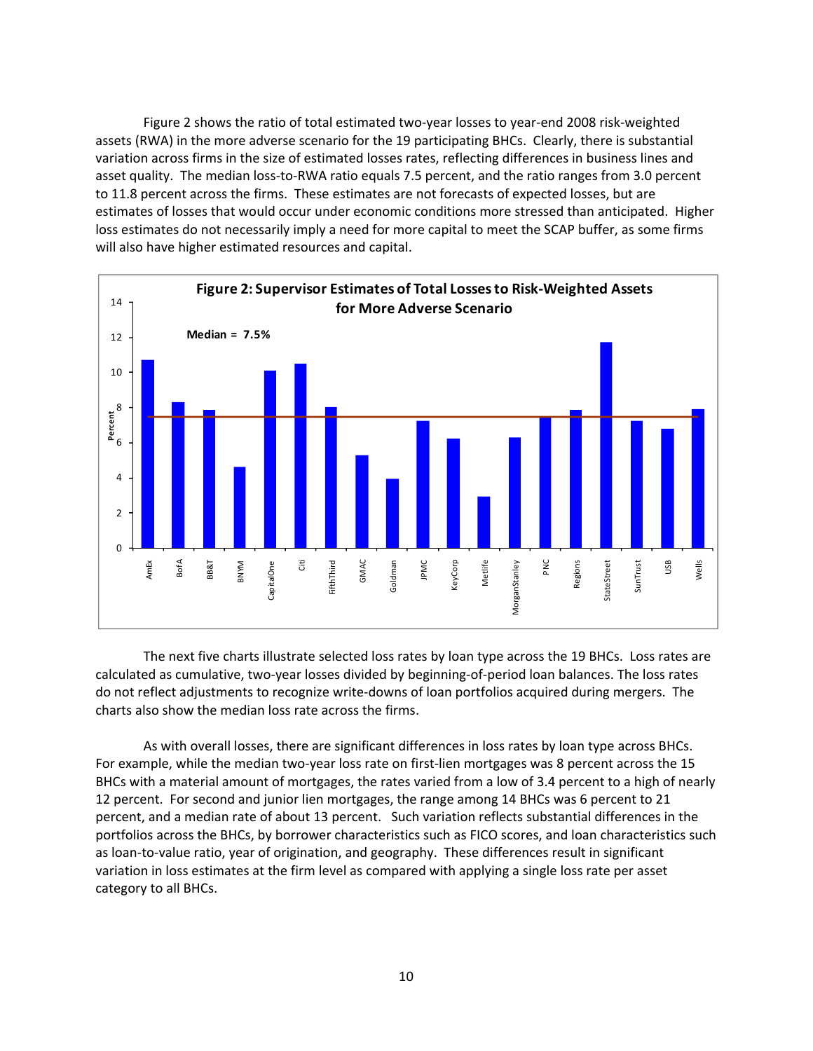Figure 2 shows the ratio of total estimated two-year losses to year-end 2008 risk-weighted assets (RWA) in the more adverse scenario for the 19 participating BHCs. Clearly, there is substantial variation across firms in the size of estimated losses rates, reflecting differences in business lines and asset quality. The median loss-to-RWA ratio equals 7.5 percent, and the ratio ranges from 3.0 percent to 11.8 percent across the firms. These estimates are not forecasts of expected losses, but are estimates of losses that would occur under economic conditions more stressed than anticipated. Higher loss estimates do not necessarily imply a need for more capital to meet the SCAP buffer, as some firms will also have higher estimated resources and capital.

**Figure 2: Supervisor Estimates of Total Losses to Risk-Weighted Assets for More Adverse Scenario**

Median = 7.5%

The next five charts illustrate selected loss rates by loan type across the 19 BHCs. Loss rates are calculated as cumulative, two-year losses divided by beginning-of-period loan balances. The loss rates do not reflect adjustments to recognize write-downs of loan portfolios acquired during mergers. The charts also show the median loss rate across the firms.

As with overall losses, there are significant differences in loss rates by loan type across BHCs. For example, while the median two-year loss rate on first-lien mortgages was 8 percent across the 15 BHCs with a material amount of mortgages, the rates varied from a low of 3.4 percent to a high of nearly 12 percent. For second and junior lien mortgages, the range among 14 BHCs was 6 percent to 21 percent, and a median rate of about 13 percent. Such variation reflects substantial differences in the portfolios across the BHCs, by borrower characteristics such as FICO scores, and loan characteristics such as loan-to-value ratio, year of origination, and geography. These differences result in significant variation in loss estimates at the firm level as compared with applying a single loss rate per asset category to all BHCs.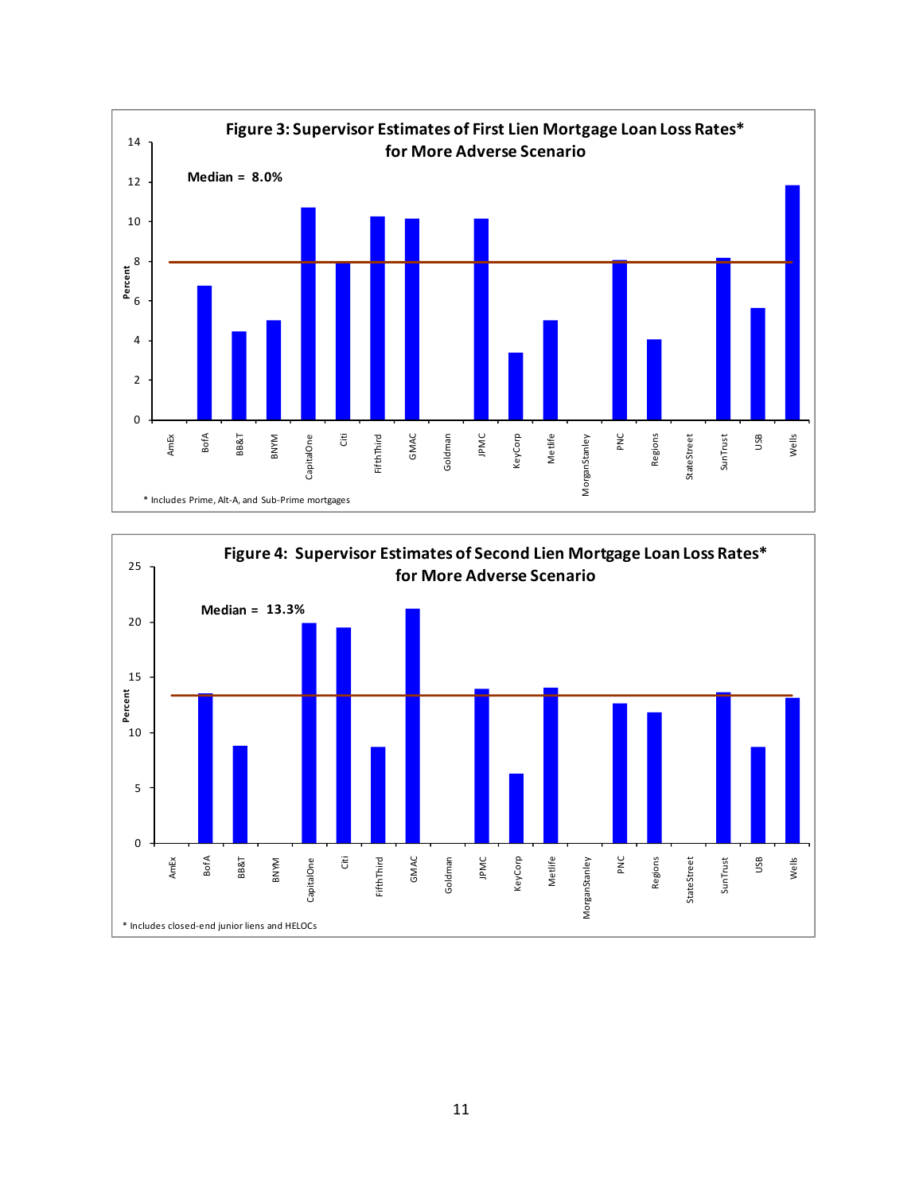**Figure 3: Supervisor Estimates of First Lien Mortgage Loan Loss Rates* for More Adverse Scenario**

Median = 8.0%

\* Includes Prime, Alt-A, and Sub-Prime mortgages

**Figure 4: Supervisor Estimates of Second Lien Mortgage Loan Loss Rates* for More Adverse Scenario**

Median = 13.3%

\* Includes closed-end junior liens and HELOCs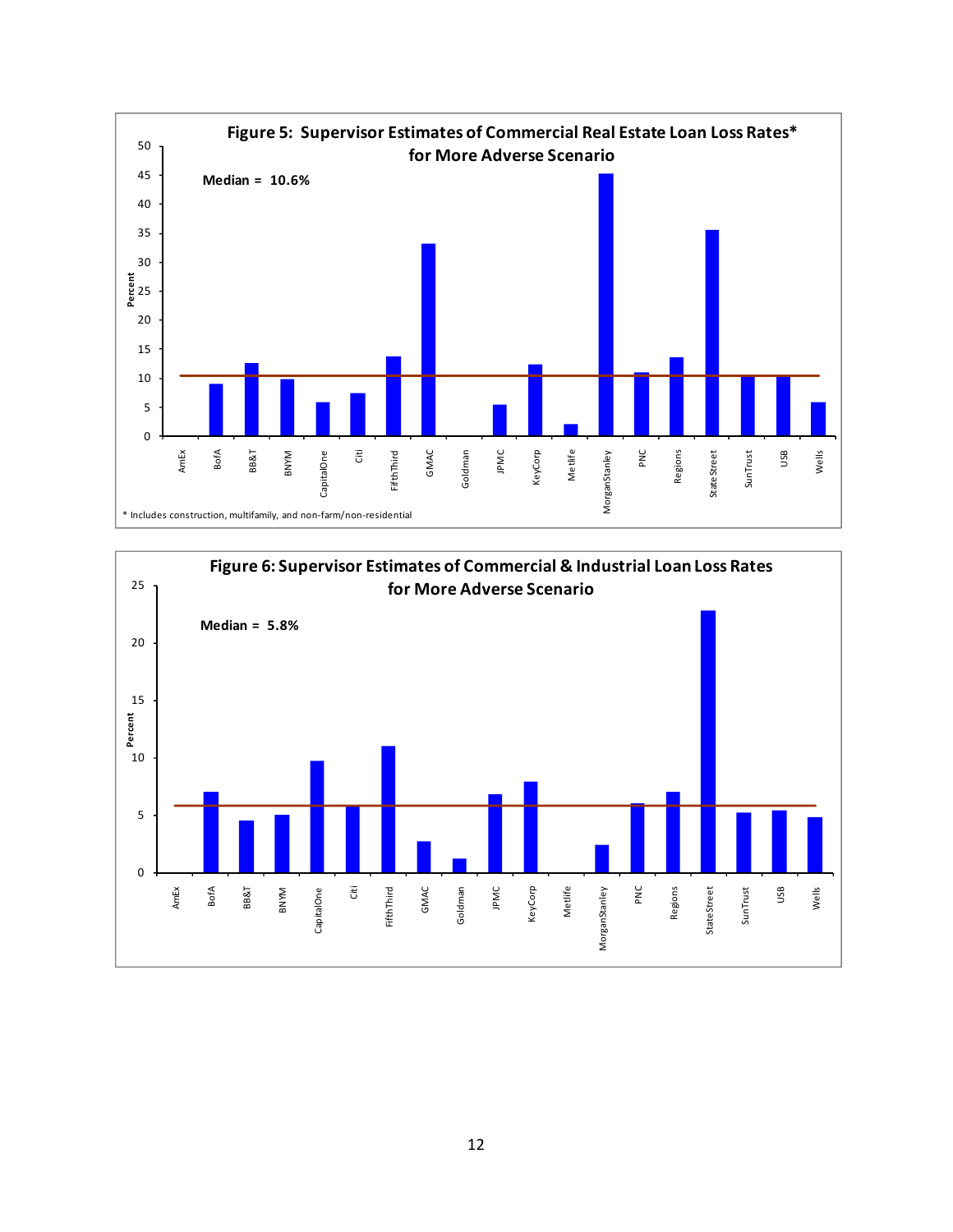**Figure 5: Supervisor Estimates of Commercial Real Estate Loan Loss Rates* for More Adverse Scenario**

Median = 10.6%

* Includes construction, multifamily, and non-farm/non-residential

**Figure 6: Supervisor Estimates of Commercial & Industrial Loan Loss Rates for More Adverse Scenario**

Median = 5.8%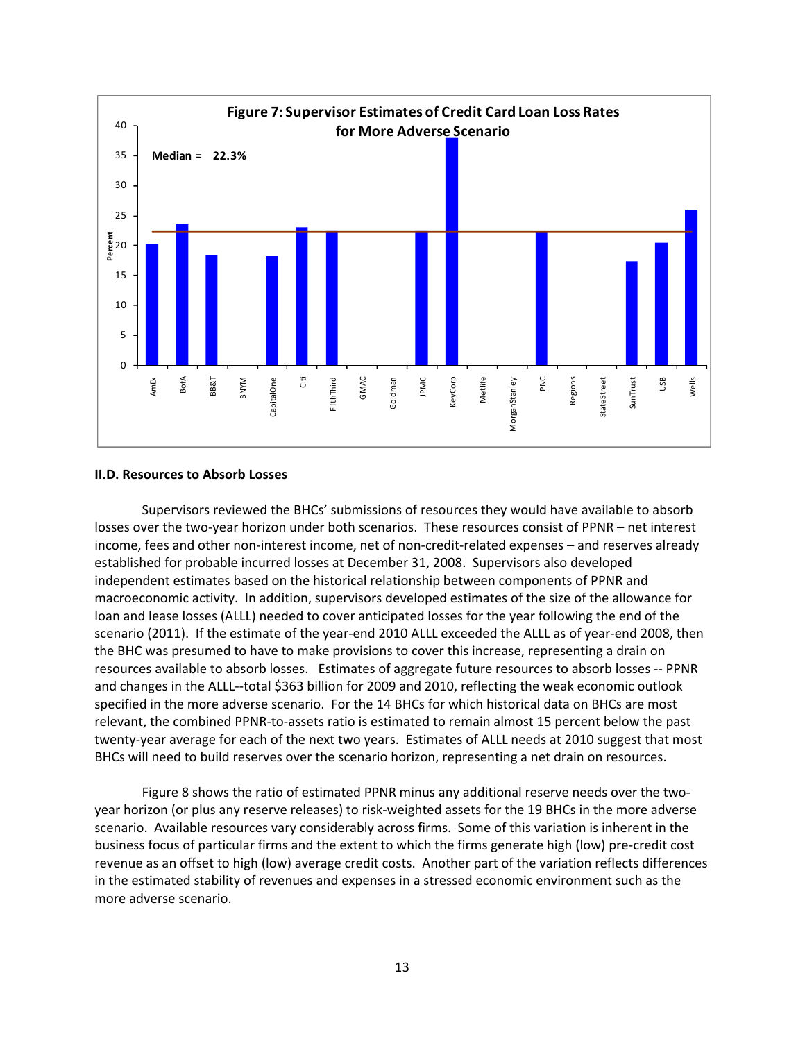**Figure 7: Supervisor Estimates of Credit Card Loan Loss Rates for More Adverse Scenario**

Median = 22.3%

### II.D. Resources to Absorb Losses

Supervisors reviewed the BHCs' submissions of resources they would have available to absorb losses over the two-year horizon under both scenarios. These resources consist of PPNR – net interest income, fees and other non-interest income, net of non-credit-related expenses – and reserves already established for probable incurred losses at December 31, 2008. Supervisors also developed independent estimates based on the historical relationship between components of PPNR and macroeconomic activity. In addition, supervisors developed estimates of the size of the allowance for loan and lease losses (ALLL) needed to cover anticipated losses for the year following the end of the scenario (2011). If the estimate of the year-end 2010 ALLL exceeded the ALLL as of year-end 2008, then the BHC was presumed to have to make provisions to cover this increase, representing a drain on resources available to absorb losses. Estimates of aggregate future resources to absorb losses -- PPNR and changes in the ALLL--total $363 billion for 2009 and 2010, reflecting the weak economic outlook specified in the more adverse scenario. For the 14 BHCs for which historical data on BHCs are most relevant, the combined PPNR-to-assets ratio is estimated to remain almost 15 percent below the past twenty-year average for each of the next two years. Estimates of ALLL needs at 2010 suggest that most BHCs will need to build reserves over the scenario horizon, representing a net drain on resources.

Figure 8 shows the ratio of estimated PPNR minus any additional reserve needs over the two-year horizon (or plus any reserve releases) to risk-weighted assets for the 19 BHCs in the more adverse scenario. Available resources vary considerably across firms. Some of this variation is inherent in the business focus of particular firms and the extent to which the firms generate high (low) pre-credit cost revenue as an offset to high (low) average credit costs. Another part of the variation reflects differences in the estimated stability of revenues and expenses in a stressed economic environment such as the more adverse scenario.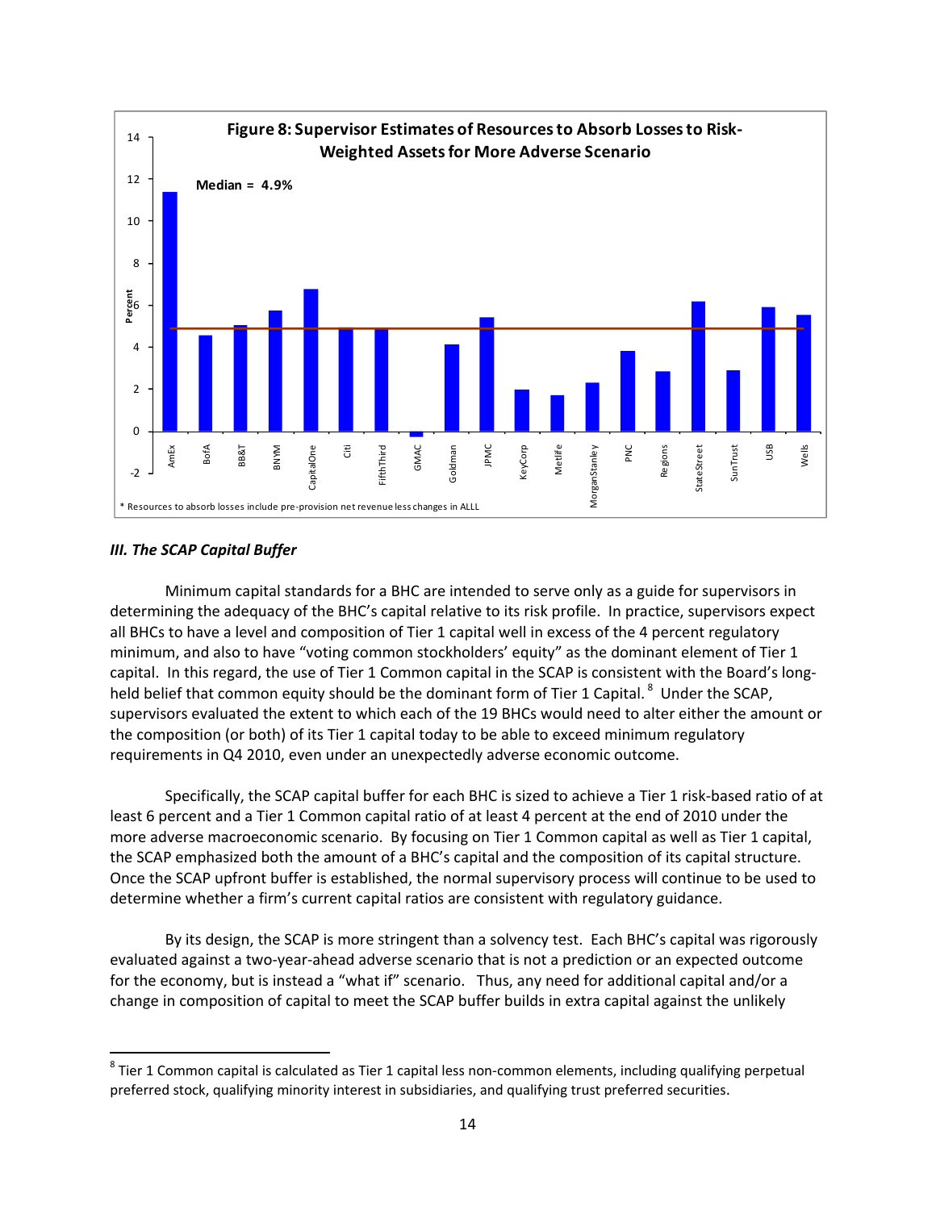**Figure 8: Supervisor Estimates of Resources to Absorb Losses to Risk-Weighted Assets for More Adverse Scenario**

Median = 4.9%

\* Resources to absorb losses include pre-provision net revenue less changes in ALLL

### *III. The SCAP Capital Buffer*

Minimum capital standards for a BHC are intended to serve only as a guide for supervisors in determining the adequacy of the BHC's capital relative to its risk profile. In practice, supervisors expect all BHCs to have a level and composition of Tier 1 capital well in excess of the 4 percent regulatory minimum, and also to have "voting common stockholders' equity" as the dominant element of Tier 1 capital. In this regard, the use of Tier 1 Common capital in the SCAP is consistent with the Board's long-held belief that common equity should be the dominant form of Tier 1 Capital.[8] Under the SCAP, supervisors evaluated the extent to which each of the 19 BHCs would need to alter either the amount or the composition (or both) of its Tier 1 capital today to be able to exceed minimum regulatory requirements in Q4 2010, even under an unexpectedly adverse economic outcome.

Specifically, the SCAP capital buffer for each BHC is sized to achieve a Tier 1 risk-based ratio of at least 6 percent and a Tier 1 Common capital ratio of at least 4 percent at the end of 2010 under the more adverse macroeconomic scenario. By focusing on Tier 1 Common capital as well as Tier 1 capital, the SCAP emphasized both the amount of a BHC's capital and the composition of its capital structure. Once the SCAP upfront buffer is established, the normal supervisory process will continue to be used to determine whether a firm's current capital ratios are consistent with regulatory guidance.

By its design, the SCAP is more stringent than a solvency test. Each BHC's capital was rigorously evaluated against a two-year-ahead adverse scenario that is not a prediction or an expected outcome for the economy, but is instead a "what if" scenario. Thus, any need for additional capital and/or a change in composition of capital to meet the SCAP buffer builds in extra capital against the unlikely

[8] Tier 1 Common capital is calculated as Tier 1 capital less non-common elements, including qualifying perpetual preferred stock, qualifying minority interest in subsidiaries, and qualifying trust preferred securities.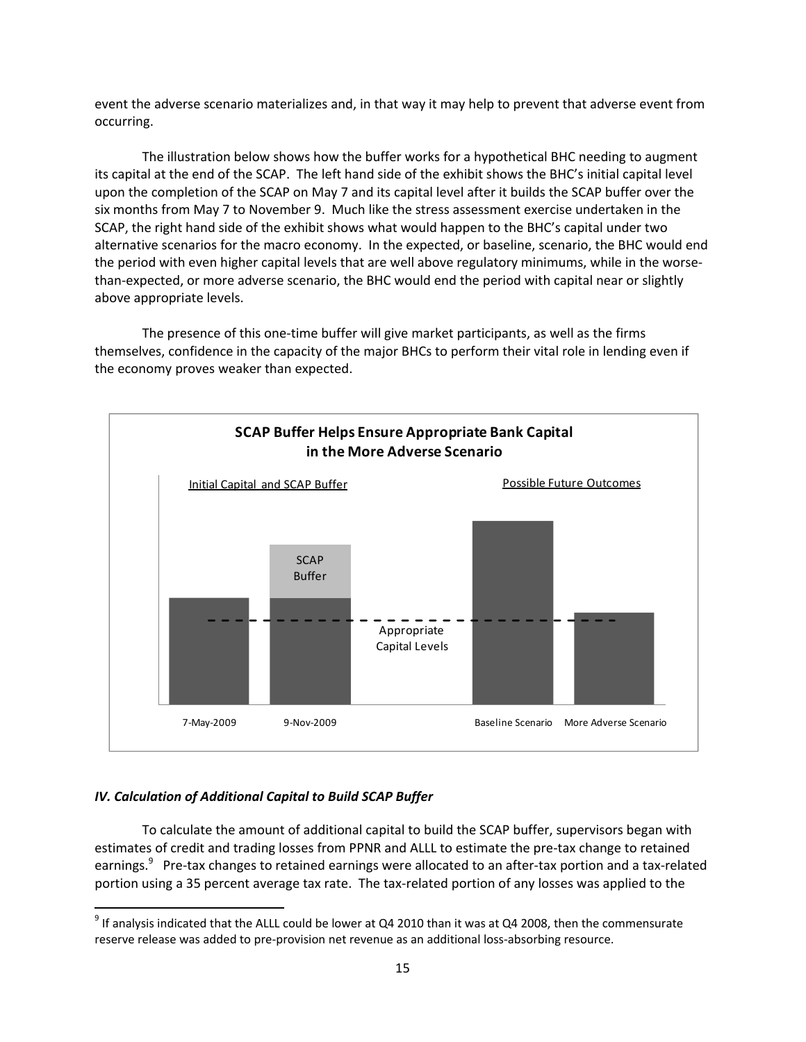event the adverse scenario materializes and, in that way it may help to prevent that adverse event from occurring.

The illustration below shows how the buffer works for a hypothetical BHC needing to augment its capital at the end of the SCAP. The left hand side of the exhibit shows the BHC's initial capital level upon the completion of the SCAP on May 7 and its capital level after it builds the SCAP buffer over the six months from May 7 to November 9. Much like the stress assessment exercise undertaken in the SCAP, the right hand side of the exhibit shows what would happen to the BHC's capital under two alternative scenarios for the macro economy. In the expected, or baseline, scenario, the BHC would end the period with even higher capital levels that are well above regulatory minimums, while in the worse-than-expected, or more adverse scenario, the BHC would end the period with capital near or slightly above appropriate levels.

The presence of this one-time buffer will give market participants, as well as the firms themselves, confidence in the capacity of the major BHCs to perform their vital role in lending even if the economy proves weaker than expected.

**SCAP Buffer Helps Ensure Appropriate Bank Capital in the More Adverse Scenario**

Initial Capital and SCAP Buffer | Possible Future Outcomes

SCAP Buffer

Appropriate Capital Levels

7-May-2009 | 9-Nov-2009 | Baseline Scenario | More Adverse Scenario

### *IV. Calculation of Additional Capital to Build SCAP Buffer*

To calculate the amount of additional capital to build the SCAP buffer, supervisors began with estimates of credit and trading losses from PPNR and ALLL to estimate the pre-tax change to retained earnings.[9] Pre-tax changes to retained earnings were allocated to an after-tax portion and a tax-related portion using a 35 percent average tax rate. The tax-related portion of any losses was applied to the

[9] If analysis indicated that the ALLL could be lower at Q4 2010 than it was at Q4 2008, then the commensurate reserve release was added to pre-provision net revenue as an additional loss-absorbing resource.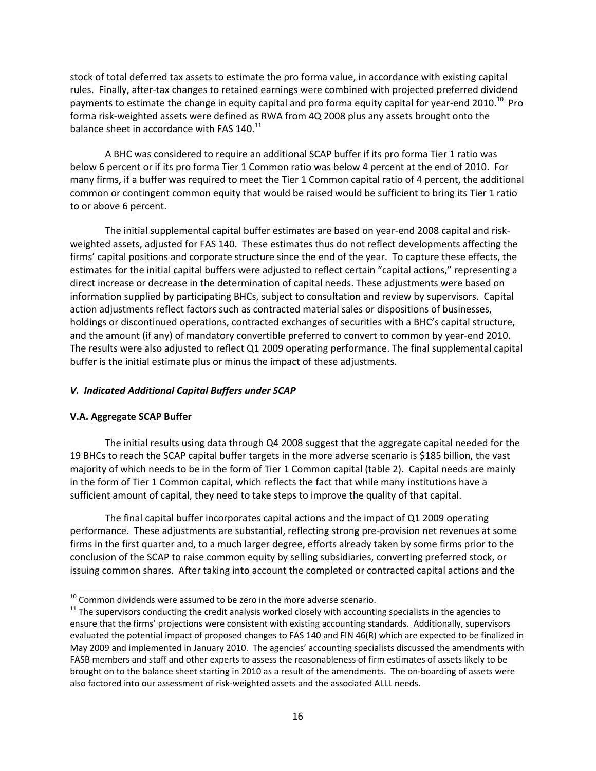stock of total deferred tax assets to estimate the pro forma value, in accordance with existing capital rules. Finally, after-tax changes to retained earnings were combined with projected preferred dividend payments to estimate the change in equity capital and pro forma equity capital for year-end 2010.[10] Pro forma risk-weighted assets were defined as RWA from 4Q 2008 plus any assets brought onto the balance sheet in accordance with FAS 140.[11]

A BHC was considered to require an additional SCAP buffer if its pro forma Tier 1 ratio was below 6 percent or if its pro forma Tier 1 Common ratio was below 4 percent at the end of 2010. For many firms, if a buffer was required to meet the Tier 1 Common capital ratio of 4 percent, the additional common or contingent common equity that would be raised would be sufficient to bring its Tier 1 ratio to or above 6 percent.

The initial supplemental capital buffer estimates are based on year-end 2008 capital and risk-weighted assets, adjusted for FAS 140. These estimates thus do not reflect developments affecting the firms' capital positions and corporate structure since the end of the year. To capture these effects, the estimates for the initial capital buffers were adjusted to reflect certain "capital actions," representing a direct increase or decrease in the determination of capital needs. These adjustments were based on information supplied by participating BHCs, subject to consultation and review by supervisors. Capital action adjustments reflect factors such as contracted material sales or dispositions of businesses, holdings or discontinued operations, contracted exchanges of securities with a BHC's capital structure, and the amount (if any) of mandatory convertible preferred to convert to common by year-end 2010. The results were also adjusted to reflect Q1 2009 operating performance. The final supplemental capital buffer is the initial estimate plus or minus the impact of these adjustments.

## *V. Indicated Additional Capital Buffers under SCAP*

### V.A. Aggregate SCAP Buffer

The initial results using data through Q4 2008 suggest that the aggregate capital needed for the 19 BHCs to reach the SCAP capital buffer targets in the more adverse scenario is $185 billion, the vast majority of which needs to be in the form of Tier 1 Common capital (table 2). Capital needs are mainly in the form of Tier 1 Common capital, which reflects the fact that while many institutions have a sufficient amount of capital, they need to take steps to improve the quality of that capital.

The final capital buffer incorporates capital actions and the impact of Q1 2009 operating performance. These adjustments are substantial, reflecting strong pre-provision net revenues at some firms in the first quarter and, to a much larger degree, efforts already taken by some firms prior to the conclusion of the SCAP to raise common equity by selling subsidiaries, converting preferred stock, or issuing common shares. After taking into account the completed or contracted capital actions and the

---

[10] Common dividends were assumed to be zero in the more adverse scenario.

[11] The supervisors conducting the credit analysis worked closely with accounting specialists in the agencies to ensure that the firms' projections were consistent with existing accounting standards. Additionally, supervisors evaluated the potential impact of proposed changes to FAS 140 and FIN 46(R) which are expected to be finalized in May 2009 and implemented in January 2010. The agencies' accounting specialists discussed the amendments with FASB members and staff and other experts to assess the reasonableness of firm estimates of assets likely to be brought on to the balance sheet starting in 2010 as a result of the amendments. The on-boarding of assets were also factored into our assessment of risk-weighted assets and the associated ALLL needs.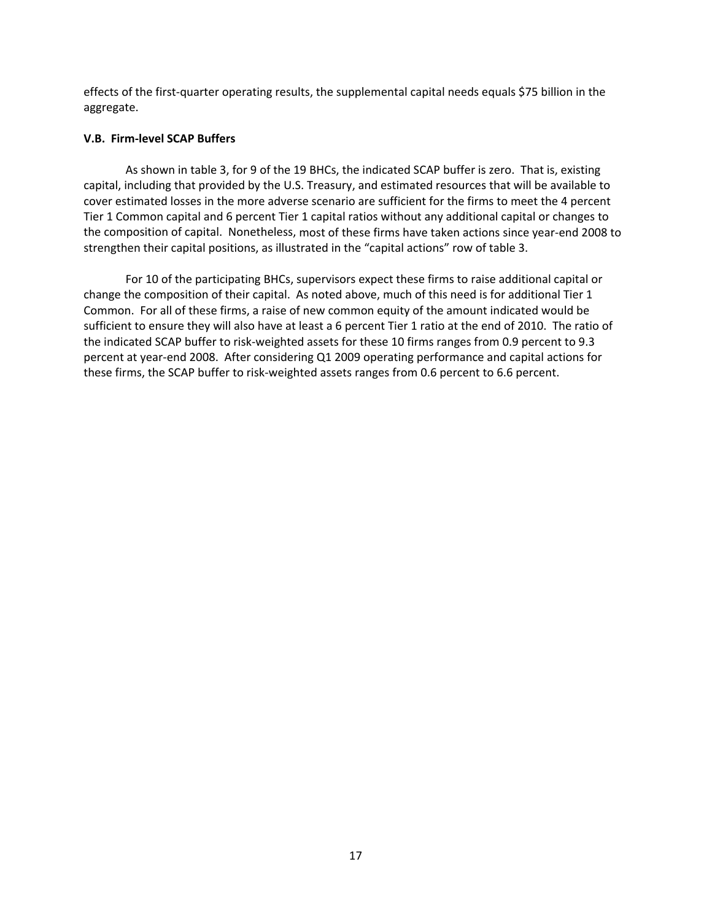effects of the first-quarter operating results, the supplemental capital needs equals $75 billion in the aggregate.

### V.B. Firm-level SCAP Buffers

As shown in table 3, for 9 of the 19 BHCs, the indicated SCAP buffer is zero. That is, existing capital, including that provided by the U.S. Treasury, and estimated resources that will be available to cover estimated losses in the more adverse scenario are sufficient for the firms to meet the 4 percent Tier 1 Common capital and 6 percent Tier 1 capital ratios without any additional capital or changes to the composition of capital. Nonetheless, most of these firms have taken actions since year-end 2008 to strengthen their capital positions, as illustrated in the "capital actions" row of table 3.

For 10 of the participating BHCs, supervisors expect these firms to raise additional capital or change the composition of their capital. As noted above, much of this need is for additional Tier 1 Common. For all of these firms, a raise of new common equity of the amount indicated would be sufficient to ensure they will also have at least a 6 percent Tier 1 ratio at the end of 2010. The ratio of the indicated SCAP buffer to risk-weighted assets for these 10 firms ranges from 0.9 percent to 9.3 percent at year-end 2008. After considering Q1 2009 operating performance and capital actions for these firms, the SCAP buffer to risk-weighted assets ranges from 0.6 percent to 6.6 percent.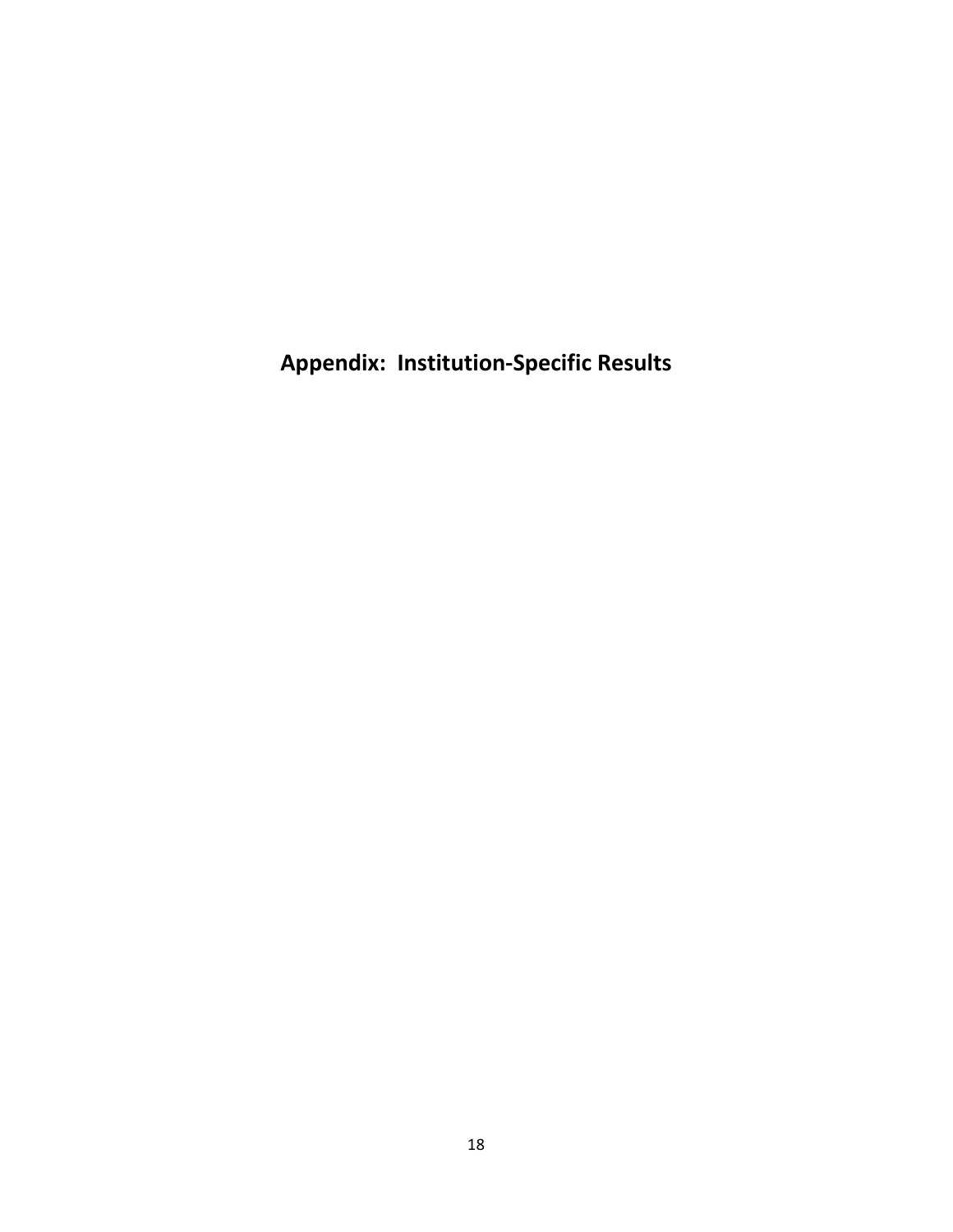# Appendix: Institution-Specific Results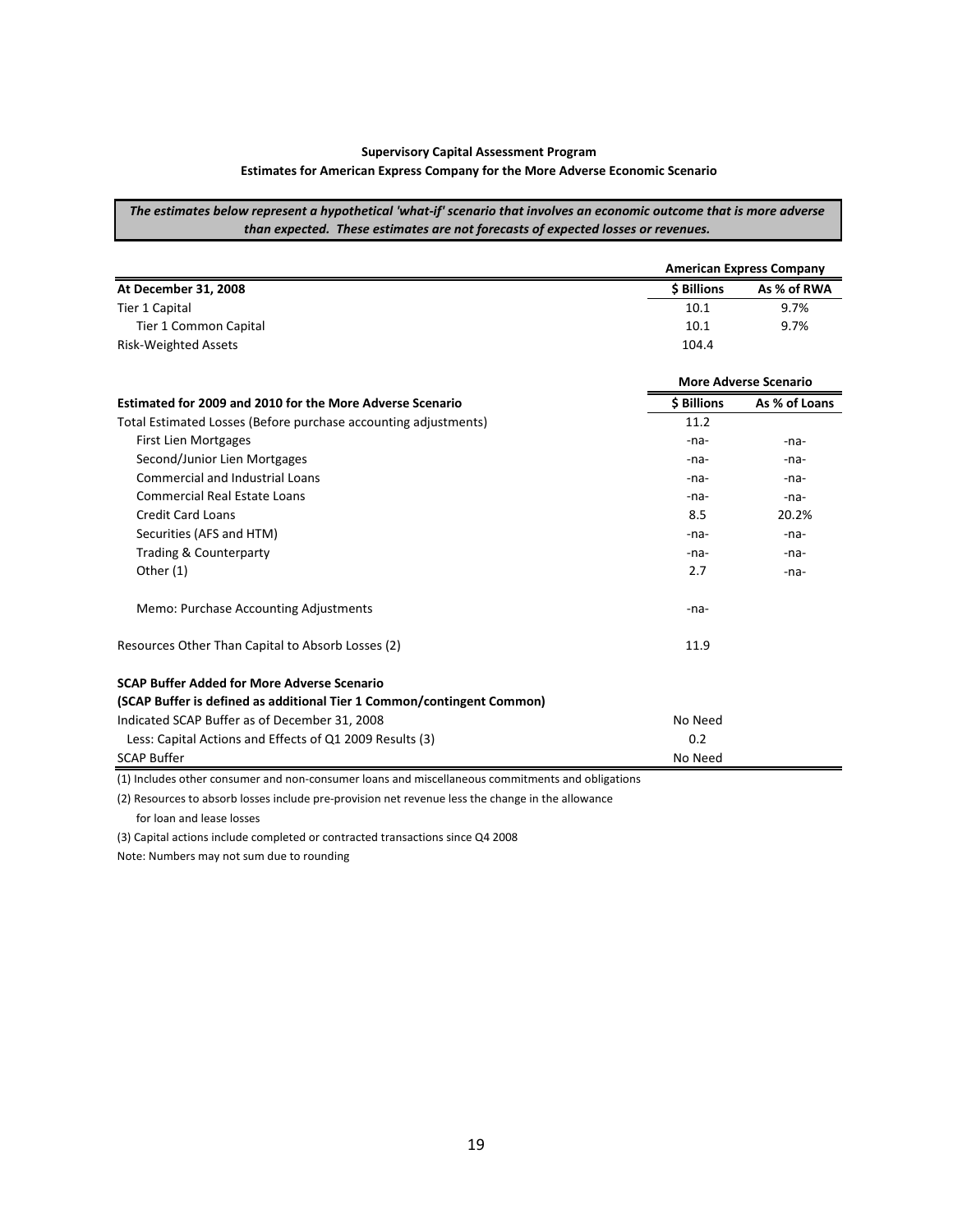**Supervisory Capital Assessment Program**

**Estimates for American Express Company for the More Adverse Economic Scenario**

***The estimates below represent a hypothetical 'what-if' scenario that involves an economic outcome that is more adverse than expected. These estimates are not forecasts of expected losses or revenues.***

| | American Express Company | |
|---|---|---|
| **At December 31, 2008** | **$ Billions** | **As % of RWA** |
| Tier 1 Capital | 10.1 | 9.7% |
| Tier 1 Common Capital | 10.1 | 9.7% |
| Risk-Weighted Assets | 104.4 | |

| | More Adverse Scenario | |
|---|---|---|
| **Estimated for 2009 and 2010 for the More Adverse Scenario** | **$ Billions** | **As % of Loans** |
| Total Estimated Losses (Before purchase accounting adjustments) | 11.2 | |
| First Lien Mortgages | -na- | -na- |
| Second/Junior Lien Mortgages | -na- | -na- |
| Commercial and Industrial Loans | -na- | -na- |
| Commercial Real Estate Loans | -na- | -na- |
| Credit Card Loans | 8.5 | 20.2% |
| Securities (AFS and HTM) | -na- | -na- |
| Trading & Counterparty | -na- | -na- |
| Other (1) | 2.7 | -na- |
| Memo: Purchase Accounting Adjustments | -na- | |
| Resources Other Than Capital to Absorb Losses (2) | 11.9 | |
| **SCAP Buffer Added for More Adverse Scenario** | | |
| **(SCAP Buffer is defined as additional Tier 1 Common/contingent Common)** | | |
| Indicated SCAP Buffer as of December 31, 2008 | No Need | |
| Less: Capital Actions and Effects of Q1 2009 Results (3) | 0.2 | |
| SCAP Buffer | No Need | |

(1) Includes other consumer and non-consumer loans and miscellaneous commitments and obligations

(2) Resources to absorb losses include pre-provision net revenue less the change in the allowance for loan and lease losses

(3) Capital actions include completed or contracted transactions since Q4 2008

Note: Numbers may not sum due to rounding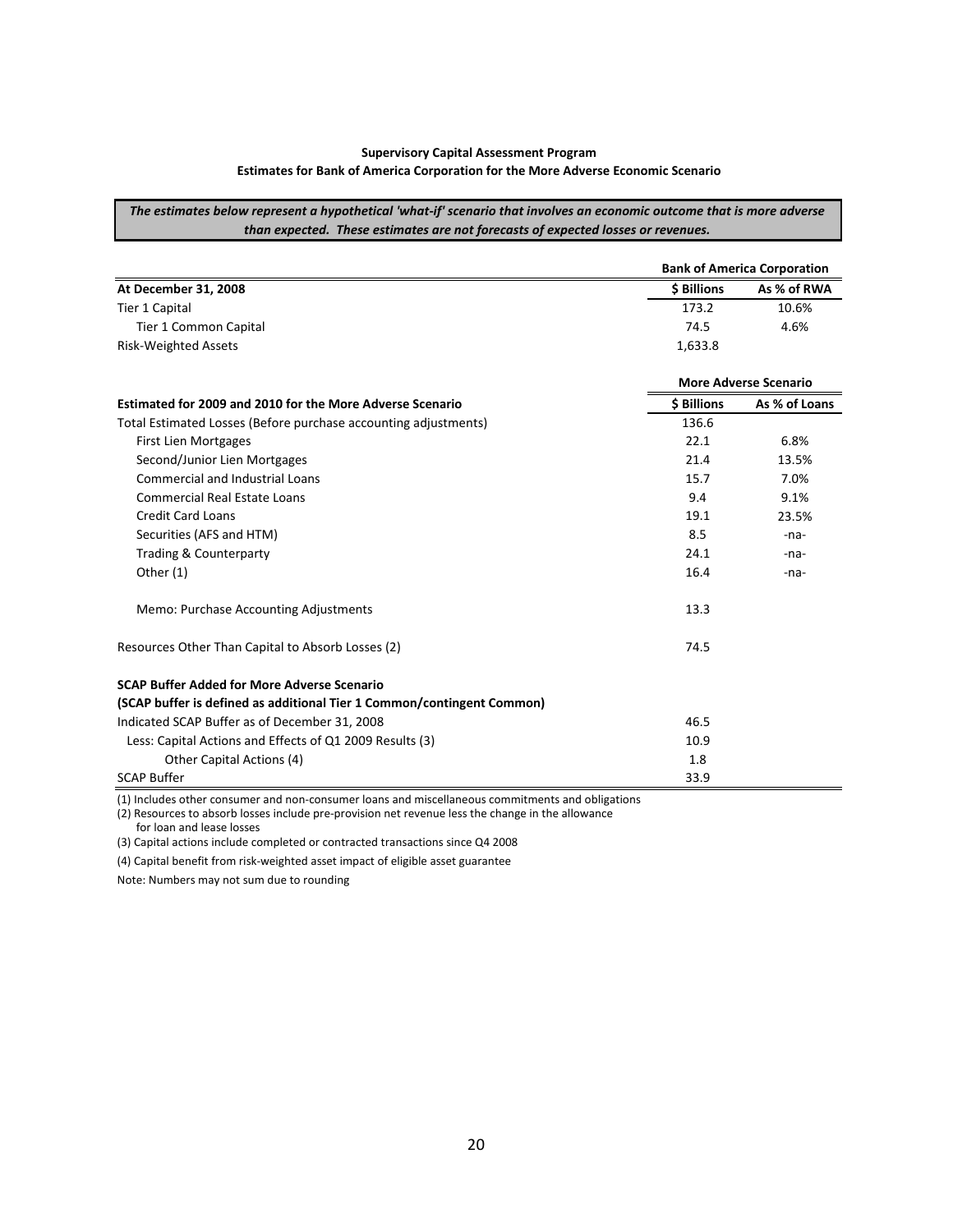**Supervisory Capital Assessment Program**
**Estimates for Bank of America Corporation for the More Adverse Economic Scenario**

***The estimates below represent a hypothetical 'what-if' scenario that involves an economic outcome that is more adverse than expected. These estimates are not forecasts of expected losses or revenues.***

| | Bank of America Corporation | |
|---|---|---|
| **At December 31, 2008** | **$ Billions** | **As % of RWA** |
| Tier 1 Capital | 173.2 | 10.6% |
| Tier 1 Common Capital | 74.5 | 4.6% |
| Risk-Weighted Assets | 1,633.8 | |

| | More Adverse Scenario | |
|---|---|---|
| **Estimated for 2009 and 2010 for the More Adverse Scenario** | **$ Billions** | **As % of Loans** |
| Total Estimated Losses (Before purchase accounting adjustments) | 136.6 | |
| First Lien Mortgages | 22.1 | 6.8% |
| Second/Junior Lien Mortgages | 21.4 | 13.5% |
| Commercial and Industrial Loans | 15.7 | 7.0% |
| Commercial Real Estate Loans | 9.4 | 9.1% |
| Credit Card Loans | 19.1 | 23.5% |
| Securities (AFS and HTM) | 8.5 | -na- |
| Trading & Counterparty | 24.1 | -na- |
| Other (1) | 16.4 | -na- |
| Memo: Purchase Accounting Adjustments | 13.3 | |
| Resources Other Than Capital to Absorb Losses (2) | 74.5 | |
| **SCAP Buffer Added for More Adverse Scenario** | | |
| **(SCAP buffer is defined as additional Tier 1 Common/contingent Common)** | | |
| Indicated SCAP Buffer as of December 31, 2008 | 46.5 | |
| Less: Capital Actions and Effects of Q1 2009 Results (3) | 10.9 | |
| Other Capital Actions (4) | 1.8 | |
| SCAP Buffer | 33.9 | |

(1) Includes other consumer and non-consumer loans and miscellaneous commitments and obligations

(2) Resources to absorb losses include pre-provision net revenue less the change in the allowance for loan and lease losses

(3) Capital actions include completed or contracted transactions since Q4 2008

(4) Capital benefit from risk-weighted asset impact of eligible asset guarantee

Note: Numbers may not sum due to rounding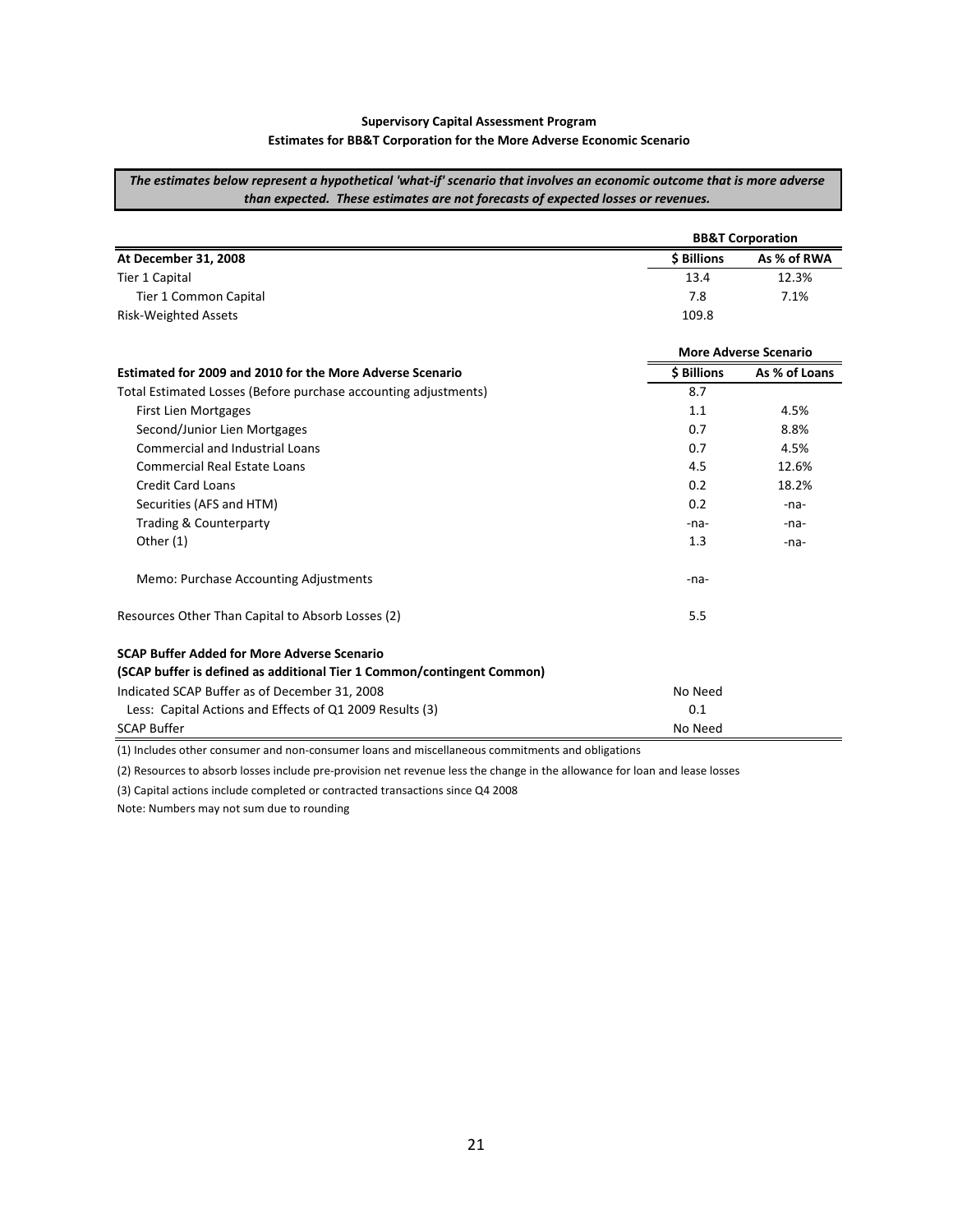**Supervisory Capital Assessment Program**
**Estimates for BB&T Corporation for the More Adverse Economic Scenario**

***The estimates below represent a hypothetical 'what-if' scenario that involves an economic outcome that is more adverse than expected. These estimates are not forecasts of expected losses or revenues.***

| | BB&T Corporation | |
|---|---|---|
| **At December 31, 2008** | **$ Billions** | **As % of RWA** |
| Tier 1 Capital | 13.4 | 12.3% |
| Tier 1 Common Capital | 7.8 | 7.1% |
| Risk-Weighted Assets | 109.8 | |

| | More Adverse Scenario | |
|---|---|---|
| **Estimated for 2009 and 2010 for the More Adverse Scenario** | **$ Billions** | **As % of Loans** |
| Total Estimated Losses (Before purchase accounting adjustments) | 8.7 | |
| First Lien Mortgages | 1.1 | 4.5% |
| Second/Junior Lien Mortgages | 0.7 | 8.8% |
| Commercial and Industrial Loans | 0.7 | 4.5% |
| Commercial Real Estate Loans | 4.5 | 12.6% |
| Credit Card Loans | 0.2 | 18.2% |
| Securities (AFS and HTM) | 0.2 | -na- |
| Trading & Counterparty | -na- | -na- |
| Other (1) | 1.3 | -na- |
| Memo: Purchase Accounting Adjustments | -na- | |
| Resources Other Than Capital to Absorb Losses (2) | 5.5 | |
| **SCAP Buffer Added for More Adverse Scenario** | | |
| **(SCAP buffer is defined as additional Tier 1 Common/contingent Common)** | | |
| Indicated SCAP Buffer as of December 31, 2008 | No Need | |
| Less: Capital Actions and Effects of Q1 2009 Results (3) | 0.1 | |
| SCAP Buffer | No Need | |

(1) Includes other consumer and non-consumer loans and miscellaneous commitments and obligations

(2) Resources to absorb losses include pre-provision net revenue less the change in the allowance for loan and lease losses

(3) Capital actions include completed or contracted transactions since Q4 2008

Note: Numbers may not sum due to rounding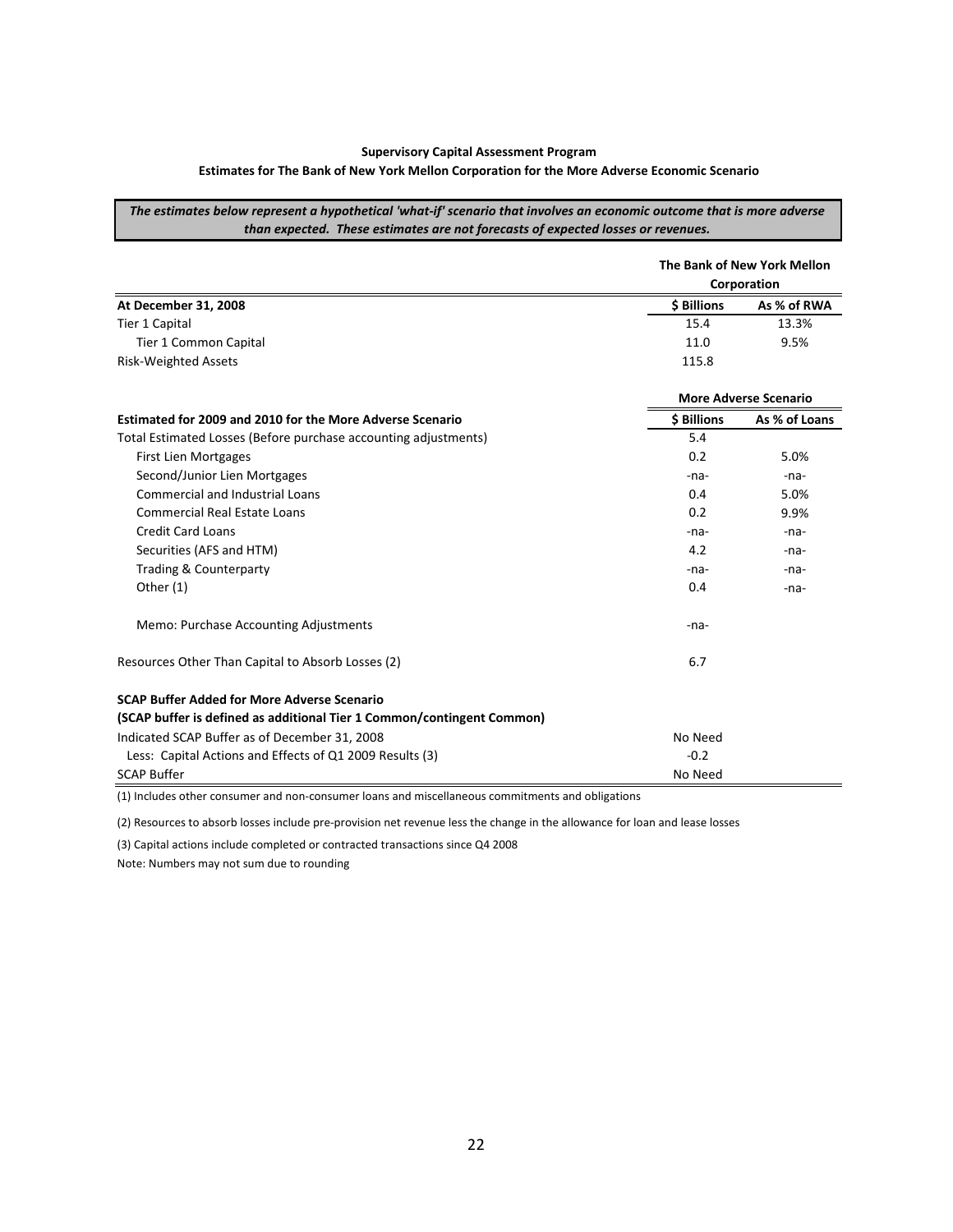**Supervisory Capital Assessment Program**

**Estimates for The Bank of New York Mellon Corporation for the More Adverse Economic Scenario**

***The estimates below represent a hypothetical 'what-if' scenario that involves an economic outcome that is more adverse than expected. These estimates are not forecasts of expected losses or revenues.***

| | The Bank of New York Mellon Corporation | |
|---|---|---|
| **At December 31, 2008** | **$ Billions** | **As % of RWA** |
| Tier 1 Capital | 15.4 | 13.3% |
| Tier 1 Common Capital | 11.0 | 9.5% |
| Risk-Weighted Assets | 115.8 | |

| | More Adverse Scenario | |
|---|---|---|
| **Estimated for 2009 and 2010 for the More Adverse Scenario** | **$ Billions** | **As % of Loans** |
| Total Estimated Losses (Before purchase accounting adjustments) | 5.4 | |
| First Lien Mortgages | 0.2 | 5.0% |
| Second/Junior Lien Mortgages | -na- | -na- |
| Commercial and Industrial Loans | 0.4 | 5.0% |
| Commercial Real Estate Loans | 0.2 | 9.9% |
| Credit Card Loans | -na- | -na- |
| Securities (AFS and HTM) | 4.2 | -na- |
| Trading & Counterparty | -na- | -na- |
| Other (1) | 0.4 | -na- |
| Memo: Purchase Accounting Adjustments | -na- | |
| Resources Other Than Capital to Absorb Losses (2) | 6.7 | |
| **SCAP Buffer Added for More Adverse Scenario** | | |
| **(SCAP buffer is defined as additional Tier 1 Common/contingent Common)** | | |
| Indicated SCAP Buffer as of December 31, 2008 | No Need | |
| Less: Capital Actions and Effects of Q1 2009 Results (3) | -0.2 | |
| SCAP Buffer | No Need | |

(1) Includes other consumer and non-consumer loans and miscellaneous commitments and obligations

(2) Resources to absorb losses include pre-provision net revenue less the change in the allowance for loan and lease losses

(3) Capital actions include completed or contracted transactions since Q4 2008

Note: Numbers may not sum due to rounding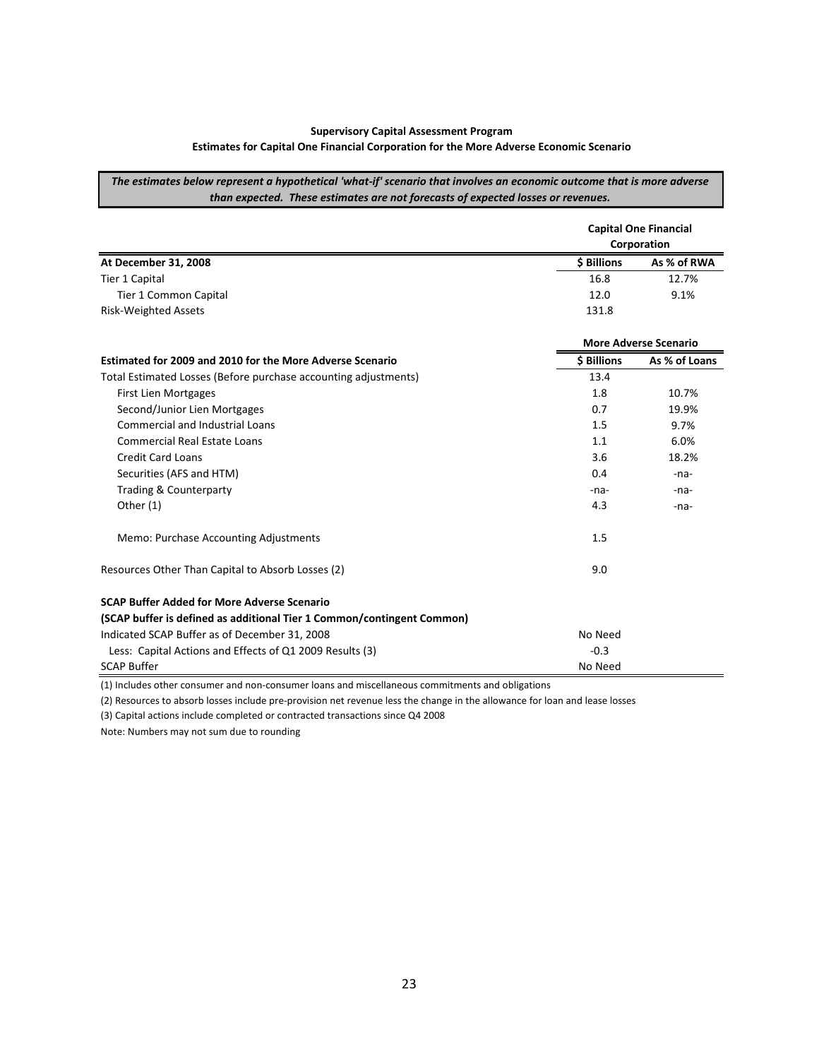**Supervisory Capital Assessment Program**

**Estimates for Capital One Financial Corporation for the More Adverse Economic Scenario**

***The estimates below represent a hypothetical 'what-if' scenario that involves an economic outcome that is more adverse than expected. These estimates are not forecasts of expected losses or revenues.***

| | Capital One Financial Corporation | |
|---|---|---|
| **At December 31, 2008** | **$ Billions** | **As % of RWA** |
| Tier 1 Capital | 16.8 | 12.7% |
| Tier 1 Common Capital | 12.0 | 9.1% |
| Risk-Weighted Assets | 131.8 | |

| | More Adverse Scenario | |
|---|---|---|
| **Estimated for 2009 and 2010 for the More Adverse Scenario** | **$ Billions** | **As % of Loans** |
| Total Estimated Losses (Before purchase accounting adjustments) | 13.4 | |
| First Lien Mortgages | 1.8 | 10.7% |
| Second/Junior Lien Mortgages | 0.7 | 19.9% |
| Commercial and Industrial Loans | 1.5 | 9.7% |
| Commercial Real Estate Loans | 1.1 | 6.0% |
| Credit Card Loans | 3.6 | 18.2% |
| Securities (AFS and HTM) | 0.4 | -na- |
| Trading & Counterparty | -na- | -na- |
| Other (1) | 4.3 | -na- |
| Memo: Purchase Accounting Adjustments | 1.5 | |
| Resources Other Than Capital to Absorb Losses (2) | 9.0 | |
| **SCAP Buffer Added for More Adverse Scenario** | | |
| **(SCAP buffer is defined as additional Tier 1 Common/contingent Common)** | | |
| Indicated SCAP Buffer as of December 31, 2008 | No Need | |
| Less: Capital Actions and Effects of Q1 2009 Results (3) | -0.3 | |
| SCAP Buffer | No Need | |

(1) Includes other consumer and non-consumer loans and miscellaneous commitments and obligations

(2) Resources to absorb losses include pre-provision net revenue less the change in the allowance for loan and lease losses

(3) Capital actions include completed or contracted transactions since Q4 2008

Note: Numbers may not sum due to rounding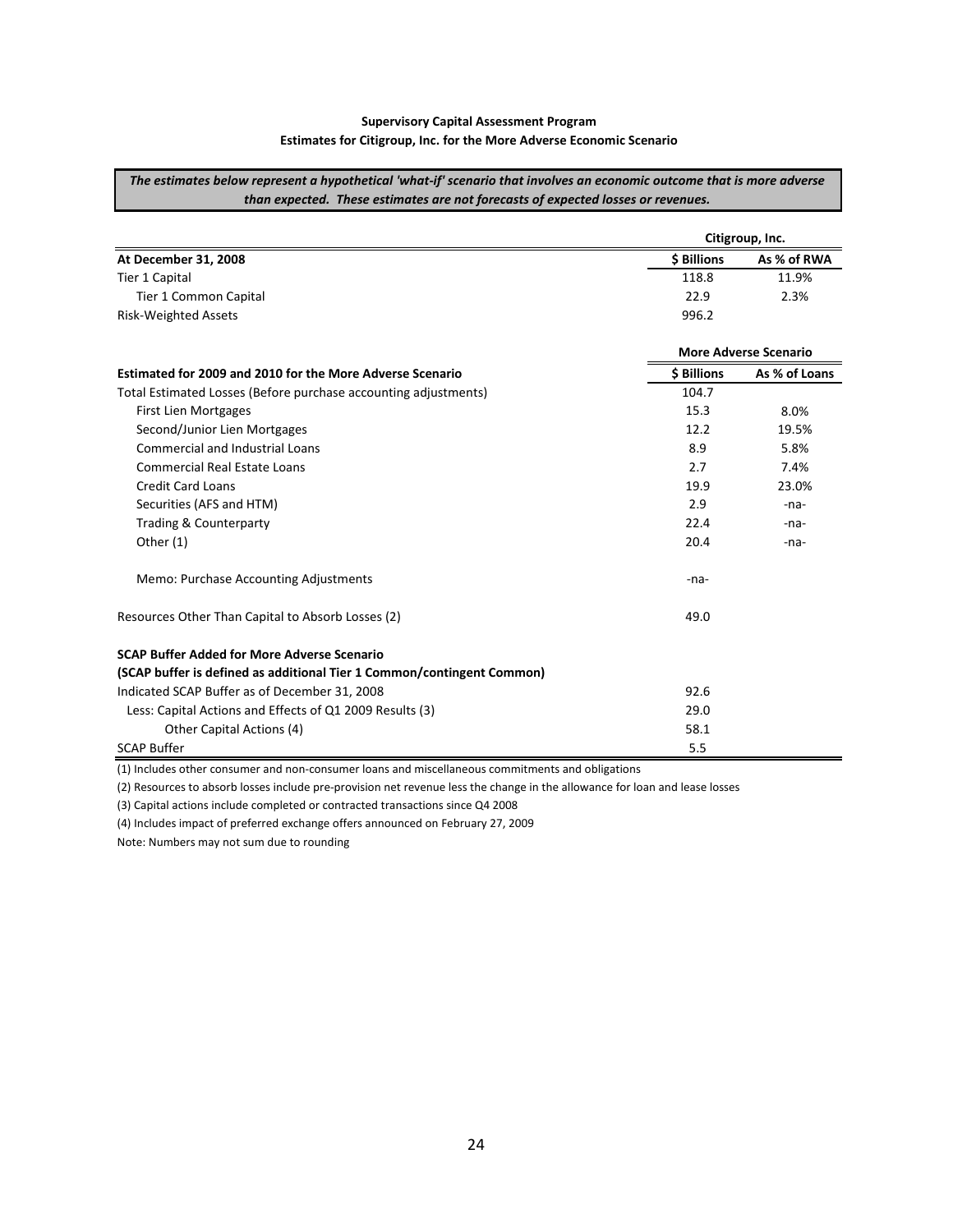**Supervisory Capital Assessment Program**
**Estimates for Citigroup, Inc. for the More Adverse Economic Scenario**

***The estimates below represent a hypothetical 'what-if' scenario that involves an economic outcome that is more adverse than expected. These estimates are not forecasts of expected losses or revenues.***

| | Citigroup, Inc. | |
|---|---|---|
| **At December 31, 2008** | **$ Billions** | **As % of RWA** |
| Tier 1 Capital | 118.8 | 11.9% |
| Tier 1 Common Capital | 22.9 | 2.3% |
| Risk-Weighted Assets | 996.2 | |
| | **More Adverse Scenario** | |
| **Estimated for 2009 and 2010 for the More Adverse Scenario** | **$ Billions** | **As % of Loans** |
| Total Estimated Losses (Before purchase accounting adjustments) | 104.7 | |
| First Lien Mortgages | 15.3 | 8.0% |
| Second/Junior Lien Mortgages | 12.2 | 19.5% |
| Commercial and Industrial Loans | 8.9 | 5.8% |
| Commercial Real Estate Loans | 2.7 | 7.4% |
| Credit Card Loans | 19.9 | 23.0% |
| Securities (AFS and HTM) | 2.9 | -na- |
| Trading & Counterparty | 22.4 | -na- |
| Other (1) | 20.4 | -na- |
| Memo: Purchase Accounting Adjustments | -na- | |
| Resources Other Than Capital to Absorb Losses (2) | 49.0 | |
| **SCAP Buffer Added for More Adverse Scenario** | | |
| **(SCAP buffer is defined as additional Tier 1 Common/contingent Common)** | | |
| Indicated SCAP Buffer as of December 31, 2008 | 92.6 | |
| Less: Capital Actions and Effects of Q1 2009 Results (3) | 29.0 | |
| Other Capital Actions (4) | 58.1 | |
| SCAP Buffer | 5.5 | |

(1) Includes other consumer and non-consumer loans and miscellaneous commitments and obligations

(2) Resources to absorb losses include pre-provision net revenue less the change in the allowance for loan and lease losses

(3) Capital actions include completed or contracted transactions since Q4 2008

(4) Includes impact of preferred exchange offers announced on February 27, 2009

Note: Numbers may not sum due to rounding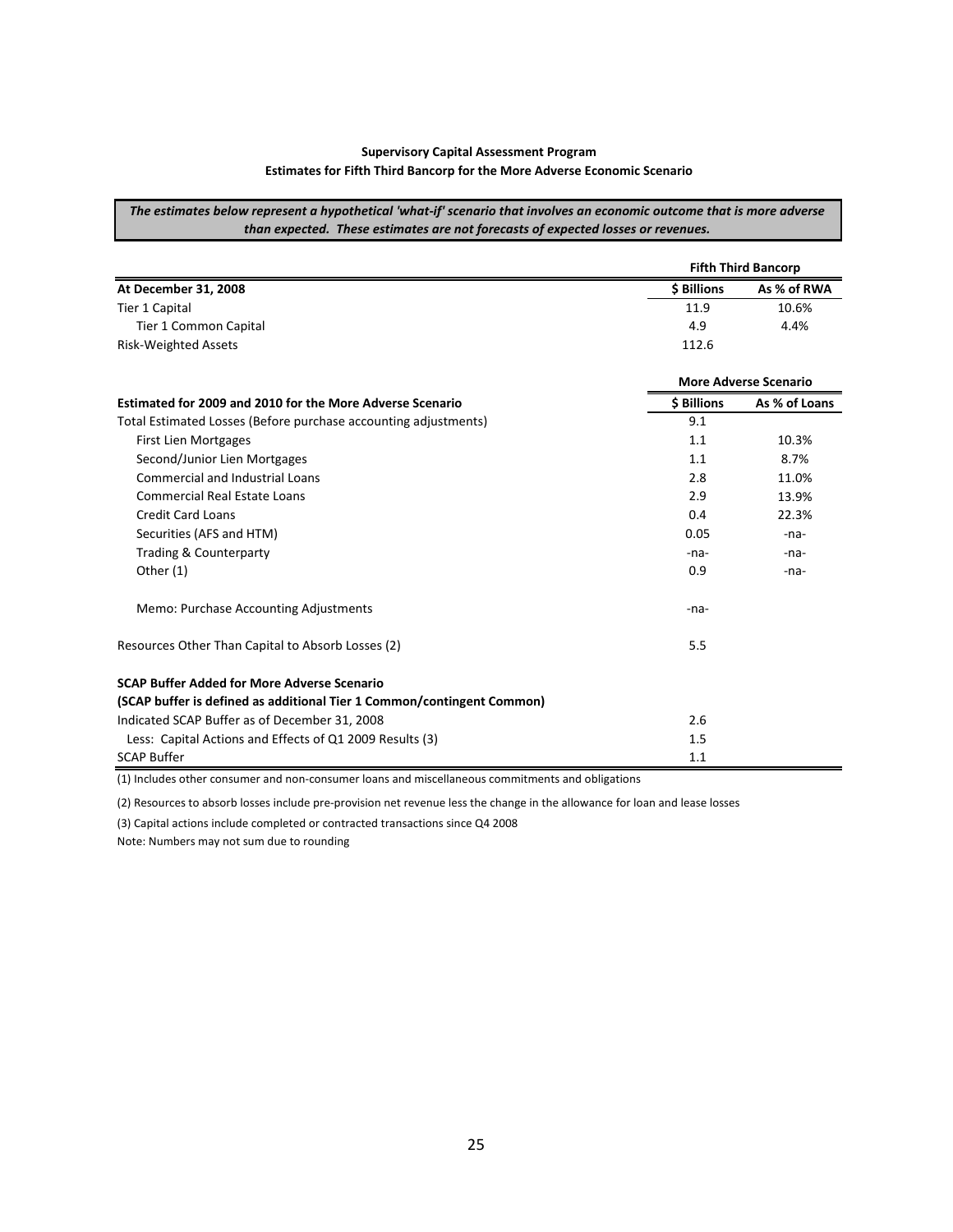**Supervisory Capital Assessment Program**

**Estimates for Fifth Third Bancorp for the More Adverse Economic Scenario**

***The estimates below represent a hypothetical 'what-if' scenario that involves an economic outcome that is more adverse than expected. These estimates are not forecasts of expected losses or revenues.***

| | Fifth Third Bancorp | |
|---|---|---|
| **At December 31, 2008** | **$ Billions** | **As % of RWA** |
| Tier 1 Capital | 11.9 | 10.6% |
| Tier 1 Common Capital | 4.9 | 4.4% |
| Risk-Weighted Assets | 112.6 | |

| | More Adverse Scenario | |
|---|---|---|
| **Estimated for 2009 and 2010 for the More Adverse Scenario** | **$ Billions** | **As % of Loans** |
| Total Estimated Losses (Before purchase accounting adjustments) | 9.1 | |
| First Lien Mortgages | 1.1 | 10.3% |
| Second/Junior Lien Mortgages | 1.1 | 8.7% |
| Commercial and Industrial Loans | 2.8 | 11.0% |
| Commercial Real Estate Loans | 2.9 | 13.9% |
| Credit Card Loans | 0.4 | 22.3% |
| Securities (AFS and HTM) | 0.05 | -na- |
| Trading & Counterparty | -na- | -na- |
| Other (1) | 0.9 | -na- |
| Memo: Purchase Accounting Adjustments | -na- | |
| Resources Other Than Capital to Absorb Losses (2) | 5.5 | |
| **SCAP Buffer Added for More Adverse Scenario** | | |
| **(SCAP buffer is defined as additional Tier 1 Common/contingent Common)** | | |
| Indicated SCAP Buffer as of December 31, 2008 | 2.6 | |
| Less: Capital Actions and Effects of Q1 2009 Results (3) | 1.5 | |
| SCAP Buffer | 1.1 | |

(1) Includes other consumer and non-consumer loans and miscellaneous commitments and obligations

(2) Resources to absorb losses include pre-provision net revenue less the change in the allowance for loan and lease losses

(3) Capital actions include completed or contracted transactions since Q4 2008

Note: Numbers may not sum due to rounding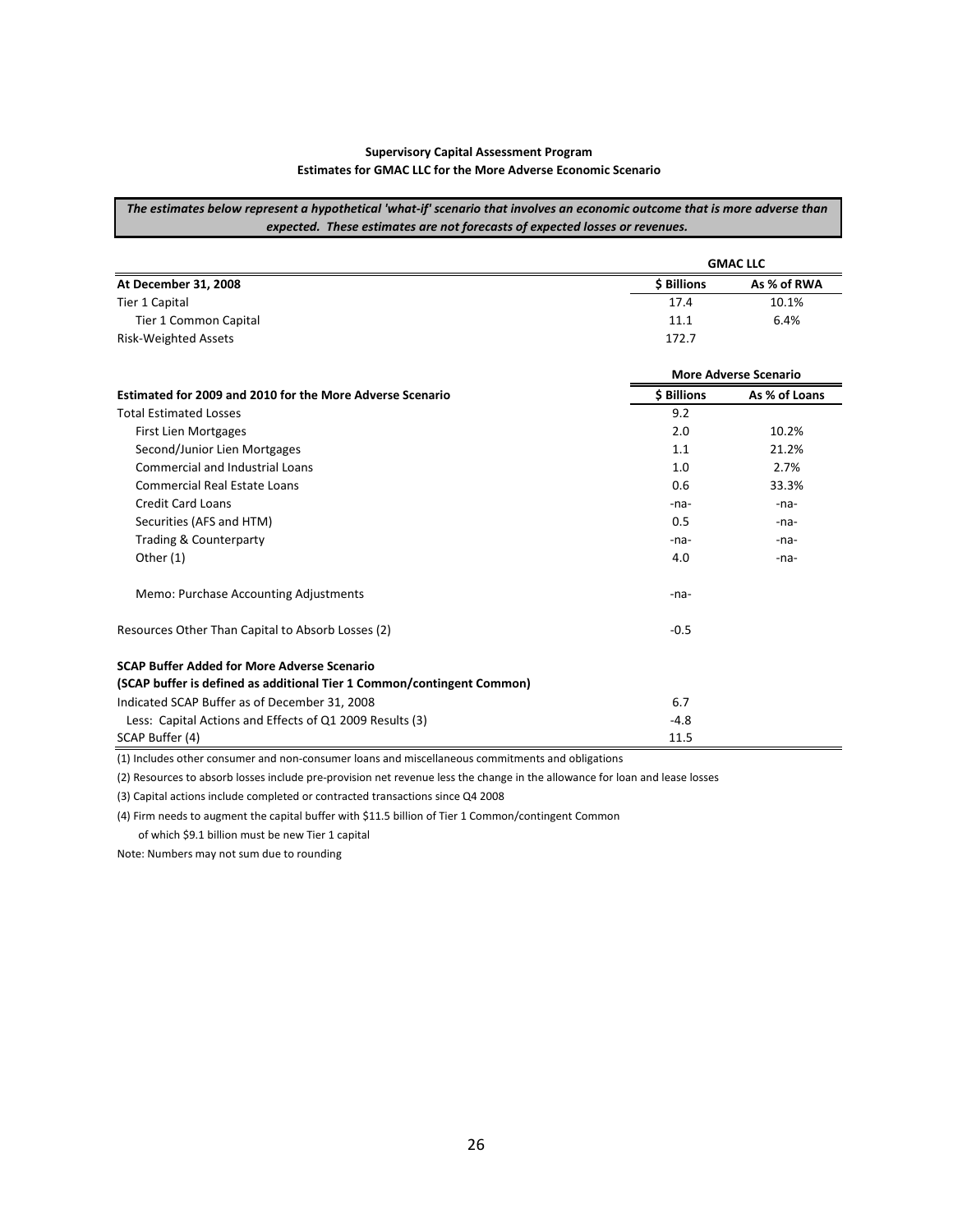**Supervisory Capital Assessment Program**
**Estimates for GMAC LLC for the More Adverse Economic Scenario**

***The estimates below represent a hypothetical 'what-if' scenario that involves an economic outcome that is more adverse than expected. These estimates are not forecasts of expected losses or revenues.***

| | GMAC LLC | |
|---|---|---|
| **At December 31, 2008** | **$ Billions** | **As % of RWA** |
| Tier 1 Capital | 17.4 | 10.1% |
| Tier 1 Common Capital | 11.1 | 6.4% |
| Risk-Weighted Assets | 172.7 | |

| | More Adverse Scenario | |
|---|---|---|
| **Estimated for 2009 and 2010 for the More Adverse Scenario** | **$ Billions** | **As % of Loans** |
| Total Estimated Losses | 9.2 | |
| First Lien Mortgages | 2.0 | 10.2% |
| Second/Junior Lien Mortgages | 1.1 | 21.2% |
| Commercial and Industrial Loans | 1.0 | 2.7% |
| Commercial Real Estate Loans | 0.6 | 33.3% |
| Credit Card Loans | -na- | -na- |
| Securities (AFS and HTM) | 0.5 | -na- |
| Trading & Counterparty | -na- | -na- |
| Other (1) | 4.0 | -na- |
| Memo: Purchase Accounting Adjustments | -na- | |
| Resources Other Than Capital to Absorb Losses (2) | -0.5 | |
| **SCAP Buffer Added for More Adverse Scenario** | | |
| **(SCAP buffer is defined as additional Tier 1 Common/contingent Common)** | | |
| Indicated SCAP Buffer as of December 31, 2008 | 6.7 | |
| Less: Capital Actions and Effects of Q1 2009 Results (3) | -4.8 | |
| SCAP Buffer (4) | 11.5 | |

(1) Includes other consumer and non-consumer loans and miscellaneous commitments and obligations

(2) Resources to absorb losses include pre-provision net revenue less the change in the allowance for loan and lease losses

(3) Capital actions include completed or contracted transactions since Q4 2008

(4) Firm needs to augment the capital buffer with $11.5 billion of Tier 1 Common/contingent Common of which $9.1 billion must be new Tier 1 capital

Note: Numbers may not sum due to rounding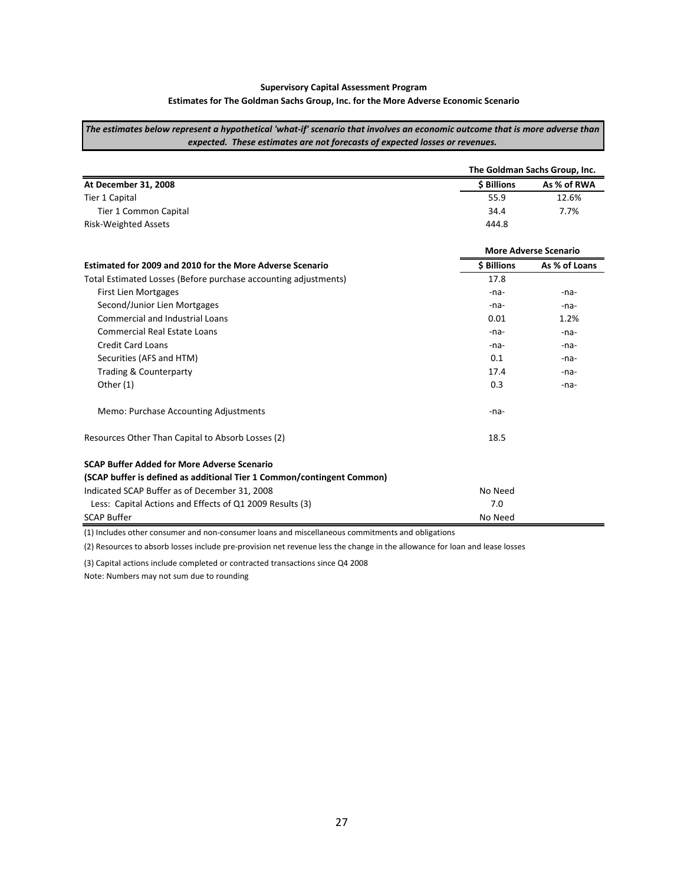**Supervisory Capital Assessment Program**

**Estimates for The Goldman Sachs Group, Inc. for the More Adverse Economic Scenario**

***The estimates below represent a hypothetical 'what-if' scenario that involves an economic outcome that is more adverse than expected. These estimates are not forecasts of expected losses or revenues.***

| | **The Goldman Sachs Group, Inc.** | |
|---|---|---|
| **At December 31, 2008** | **$ Billions** | **As % of RWA** |
| Tier 1 Capital | 55.9 | 12.6% |
| Tier 1 Common Capital | 34.4 | 7.7% |
| Risk-Weighted Assets | 444.8 | |

| | **More Adverse Scenario** | |
|---|---|---|
| **Estimated for 2009 and 2010 for the More Adverse Scenario** | **$ Billions** | **As % of Loans** |
| Total Estimated Losses (Before purchase accounting adjustments) | 17.8 | |
| First Lien Mortgages | -na- | -na- |
| Second/Junior Lien Mortgages | -na- | -na- |
| Commercial and Industrial Loans | 0.01 | 1.2% |
| Commercial Real Estate Loans | -na- | -na- |
| Credit Card Loans | -na- | -na- |
| Securities (AFS and HTM) | 0.1 | -na- |
| Trading & Counterparty | 17.4 | -na- |
| Other (1) | 0.3 | -na- |
| Memo: Purchase Accounting Adjustments | -na- | |
| Resources Other Than Capital to Absorb Losses (2) | 18.5 | |
| **SCAP Buffer Added for More Adverse Scenario** | | |
| **(SCAP buffer is defined as additional Tier 1 Common/contingent Common)** | | |
| Indicated SCAP Buffer as of December 31, 2008 | No Need | |
| Less: Capital Actions and Effects of Q1 2009 Results (3) | 7.0 | |
| SCAP Buffer | No Need | |

(1) Includes other consumer and non-consumer loans and miscellaneous commitments and obligations

(2) Resources to absorb losses include pre-provision net revenue less the change in the allowance for loan and lease losses

(3) Capital actions include completed or contracted transactions since Q4 2008

Note: Numbers may not sum due to rounding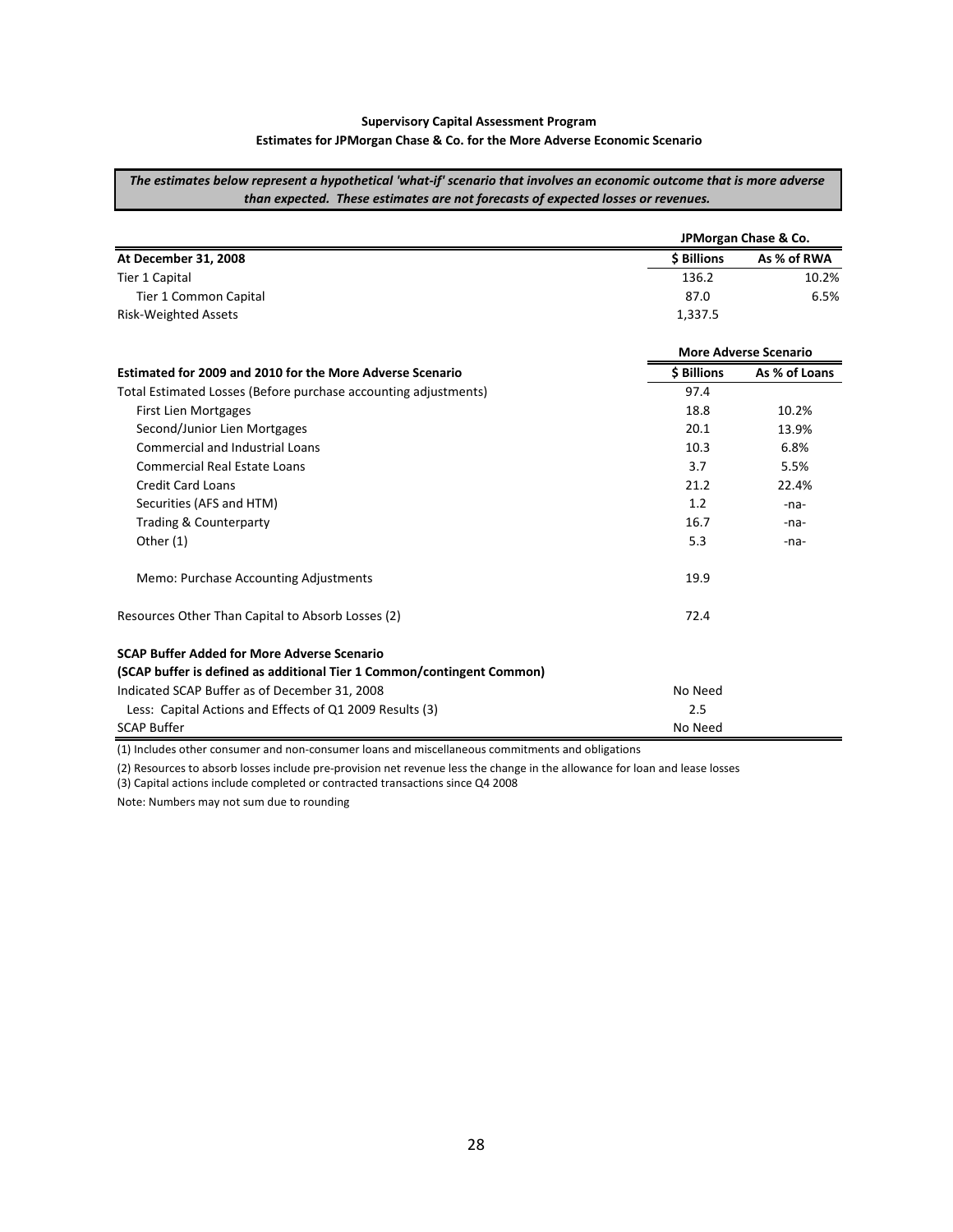**Supervisory Capital Assessment Program**

**Estimates for JPMorgan Chase & Co. for the More Adverse Economic Scenario**

***The estimates below represent a hypothetical 'what-if' scenario that involves an economic outcome that is more adverse than expected. These estimates are not forecasts of expected losses or revenues.***

| | JPMorgan Chase & Co. | |
|---|---|---|
| **At December 31, 2008** | **$ Billions** | **As % of RWA** |
| Tier 1 Capital | 136.2 | 10.2% |
| Tier 1 Common Capital | 87.0 | 6.5% |
| Risk-Weighted Assets | 1,337.5 | |

| | More Adverse Scenario | |
|---|---|---|
| **Estimated for 2009 and 2010 for the More Adverse Scenario** | **$ Billions** | **As % of Loans** |
| Total Estimated Losses (Before purchase accounting adjustments) | 97.4 | |
| First Lien Mortgages | 18.8 | 10.2% |
| Second/Junior Lien Mortgages | 20.1 | 13.9% |
| Commercial and Industrial Loans | 10.3 | 6.8% |
| Commercial Real Estate Loans | 3.7 | 5.5% |
| Credit Card Loans | 21.2 | 22.4% |
| Securities (AFS and HTM) | 1.2 | -na- |
| Trading & Counterparty | 16.7 | -na- |
| Other (1) | 5.3 | -na- |
| Memo: Purchase Accounting Adjustments | 19.9 | |
| Resources Other Than Capital to Absorb Losses (2) | 72.4 | |
| **SCAP Buffer Added for More Adverse Scenario** | | |
| **(SCAP buffer is defined as additional Tier 1 Common/contingent Common)** | | |
| Indicated SCAP Buffer as of December 31, 2008 | No Need | |
| Less: Capital Actions and Effects of Q1 2009 Results (3) | 2.5 | |
| SCAP Buffer | No Need | |

(1) Includes other consumer and non-consumer loans and miscellaneous commitments and obligations

(2) Resources to absorb losses include pre-provision net revenue less the change in the allowance for loan and lease losses

(3) Capital actions include completed or contracted transactions since Q4 2008

Note: Numbers may not sum due to rounding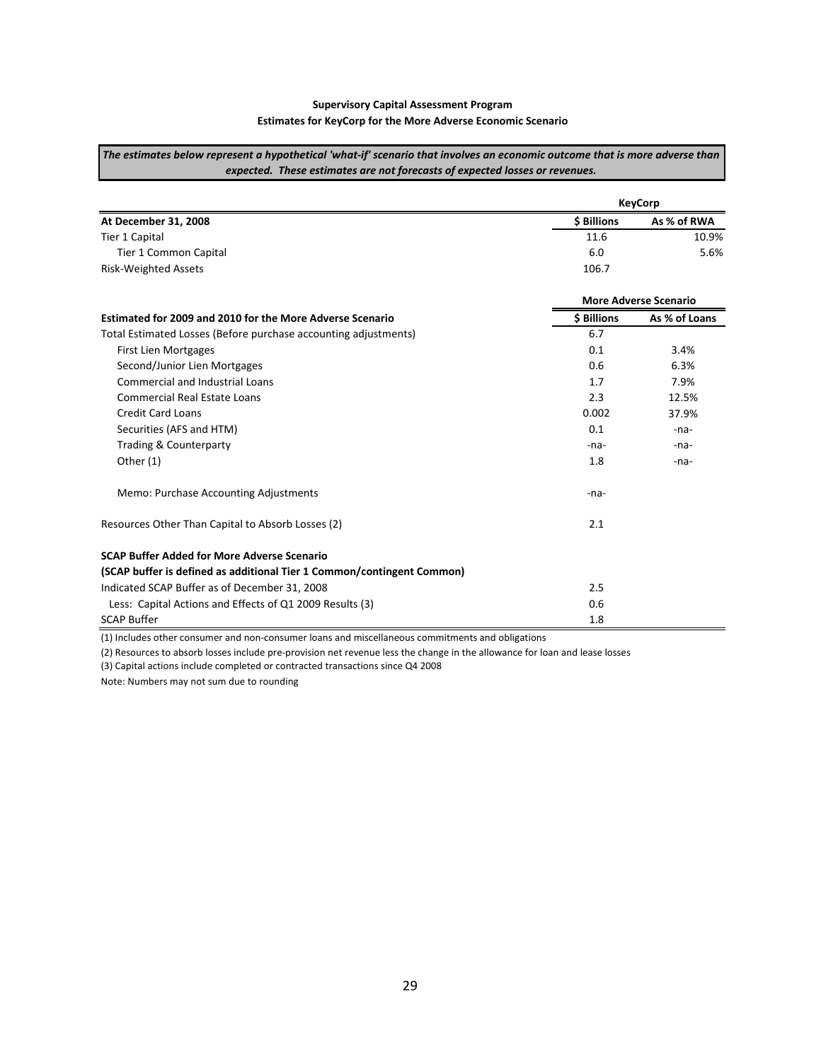**Supervisory Capital Assessment Program**
**Estimates for KeyCorp for the More Adverse Economic Scenario**

***The estimates below represent a hypothetical 'what-if' scenario that involves an economic outcome that is more adverse than expected. These estimates are not forecasts of expected losses or revenues.***

| | KeyCorp | |
|---|---|---|
| **At December 31, 2008** | **\$ Billions** | **As % of RWA** |
| Tier 1 Capital | 11.6 | 10.9% |
| Tier 1 Common Capital | 6.0 | 5.6% |
| Risk-Weighted Assets | 106.7 | |

| | More Adverse Scenario | |
|---|---|---|
| **Estimated for 2009 and 2010 for the More Adverse Scenario** | **\$ Billions** | **As % of Loans** |
| Total Estimated Losses (Before purchase accounting adjustments) | 6.7 | |
| First Lien Mortgages | 0.1 | 3.4% |
| Second/Junior Lien Mortgages | 0.6 | 6.3% |
| Commercial and Industrial Loans | 1.7 | 7.9% |
| Commercial Real Estate Loans | 2.3 | 12.5% |
| Credit Card Loans | 0.002 | 37.9% |
| Securities (AFS and HTM) | 0.1 | -na- |
| Trading & Counterparty | -na- | -na- |
| Other (1) | 1.8 | -na- |
| Memo: Purchase Accounting Adjustments | -na- | |
| Resources Other Than Capital to Absorb Losses (2) | 2.1 | |
| **SCAP Buffer Added for More Adverse Scenario** | | |
| **(SCAP buffer is defined as additional Tier 1 Common/contingent Common)** | | |
| Indicated SCAP Buffer as of December 31, 2008 | 2.5 | |
| Less: Capital Actions and Effects of Q1 2009 Results (3) | 0.6 | |
| SCAP Buffer | 1.8 | |

(1) Includes other consumer and non-consumer loans and miscellaneous commitments and obligations

(2) Resources to absorb losses include pre-provision net revenue less the change in the allowance for loan and lease losses

(3) Capital actions include completed or contracted transactions since Q4 2008

Note: Numbers may not sum due to rounding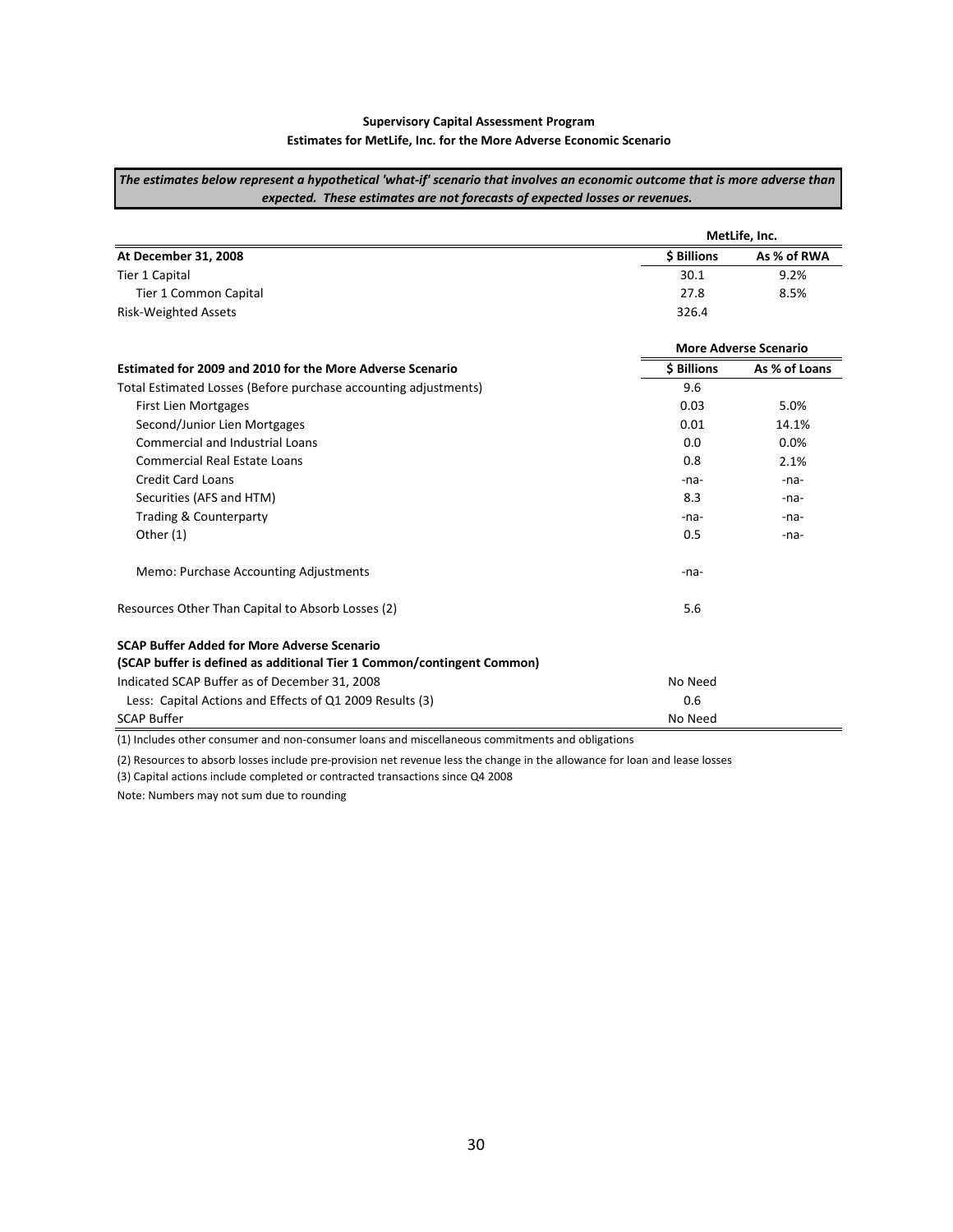**Supervisory Capital Assessment Program**

**Estimates for MetLife, Inc. for the More Adverse Economic Scenario**

***The estimates below represent a hypothetical 'what-if' scenario that involves an economic outcome that is more adverse than expected. These estimates are not forecasts of expected losses or revenues.***

| | MetLife, Inc. | |
|---|---|---|
| **At December 31, 2008** | **$ Billions** | **As % of RWA** |
| Tier 1 Capital | 30.1 | 9.2% |
| Tier 1 Common Capital | 27.8 | 8.5% |
| Risk-Weighted Assets | 326.4 | |

| | More Adverse Scenario | |
|---|---|---|
| **Estimated for 2009 and 2010 for the More Adverse Scenario** | **$ Billions** | **As % of Loans** |
| Total Estimated Losses (Before purchase accounting adjustments) | 9.6 | |
| First Lien Mortgages | 0.03 | 5.0% |
| Second/Junior Lien Mortgages | 0.01 | 14.1% |
| Commercial and Industrial Loans | 0.0 | 0.0% |
| Commercial Real Estate Loans | 0.8 | 2.1% |
| Credit Card Loans | -na- | -na- |
| Securities (AFS and HTM) | 8.3 | -na- |
| Trading & Counterparty | -na- | -na- |
| Other (1) | 0.5 | -na- |
| Memo: Purchase Accounting Adjustments | -na- | |
| Resources Other Than Capital to Absorb Losses (2) | 5.6 | |
| **SCAP Buffer Added for More Adverse Scenario** | | |
| **(SCAP buffer is defined as additional Tier 1 Common/contingent Common)** | | |
| Indicated SCAP Buffer as of December 31, 2008 | No Need | |
| Less: Capital Actions and Effects of Q1 2009 Results (3) | 0.6 | |
| SCAP Buffer | No Need | |

(1) Includes other consumer and non-consumer loans and miscellaneous commitments and obligations

(2) Resources to absorb losses include pre-provision net revenue less the change in the allowance for loan and lease losses

(3) Capital actions include completed or contracted transactions since Q4 2008

Note: Numbers may not sum due to rounding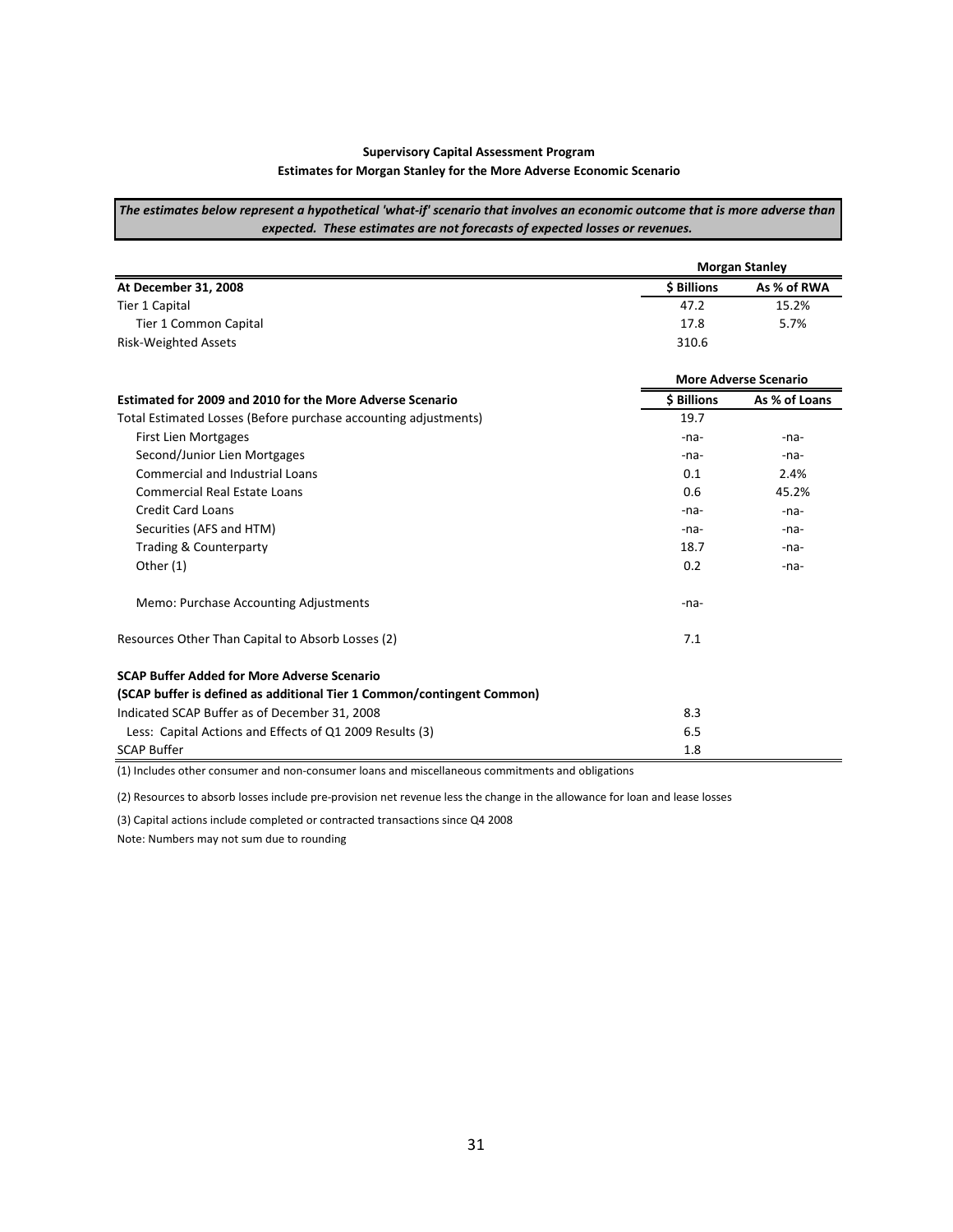**Supervisory Capital Assessment Program**

**Estimates for Morgan Stanley for the More Adverse Economic Scenario**

***The estimates below represent a hypothetical 'what-if' scenario that involves an economic outcome that is more adverse than expected. These estimates are not forecasts of expected losses or revenues.***

| | Morgan Stanley | |
|---|---|---|
| **At December 31, 2008** | **$ Billions** | **As % of RWA** |
| Tier 1 Capital | 47.2 | 15.2% |
| Tier 1 Common Capital | 17.8 | 5.7% |
| Risk-Weighted Assets | 310.6 | |

| | More Adverse Scenario | |
|---|---|---|
| **Estimated for 2009 and 2010 for the More Adverse Scenario** | **$ Billions** | **As % of Loans** |
| Total Estimated Losses (Before purchase accounting adjustments) | 19.7 | |
| First Lien Mortgages | -na- | -na- |
| Second/Junior Lien Mortgages | -na- | -na- |
| Commercial and Industrial Loans | 0.1 | 2.4% |
| Commercial Real Estate Loans | 0.6 | 45.2% |
| Credit Card Loans | -na- | -na- |
| Securities (AFS and HTM) | -na- | -na- |
| Trading & Counterparty | 18.7 | -na- |
| Other (1) | 0.2 | -na- |
| Memo: Purchase Accounting Adjustments | -na- | |
| Resources Other Than Capital to Absorb Losses (2) | 7.1 | |
| **SCAP Buffer Added for More Adverse Scenario** | | |
| **(SCAP buffer is defined as additional Tier 1 Common/contingent Common)** | | |
| Indicated SCAP Buffer as of December 31, 2008 | 8.3 | |
| Less: Capital Actions and Effects of Q1 2009 Results (3) | 6.5 | |
| SCAP Buffer | 1.8 | |

(1) Includes other consumer and non-consumer loans and miscellaneous commitments and obligations

(2) Resources to absorb losses include pre-provision net revenue less the change in the allowance for loan and lease losses

(3) Capital actions include completed or contracted transactions since Q4 2008

Note: Numbers may not sum due to rounding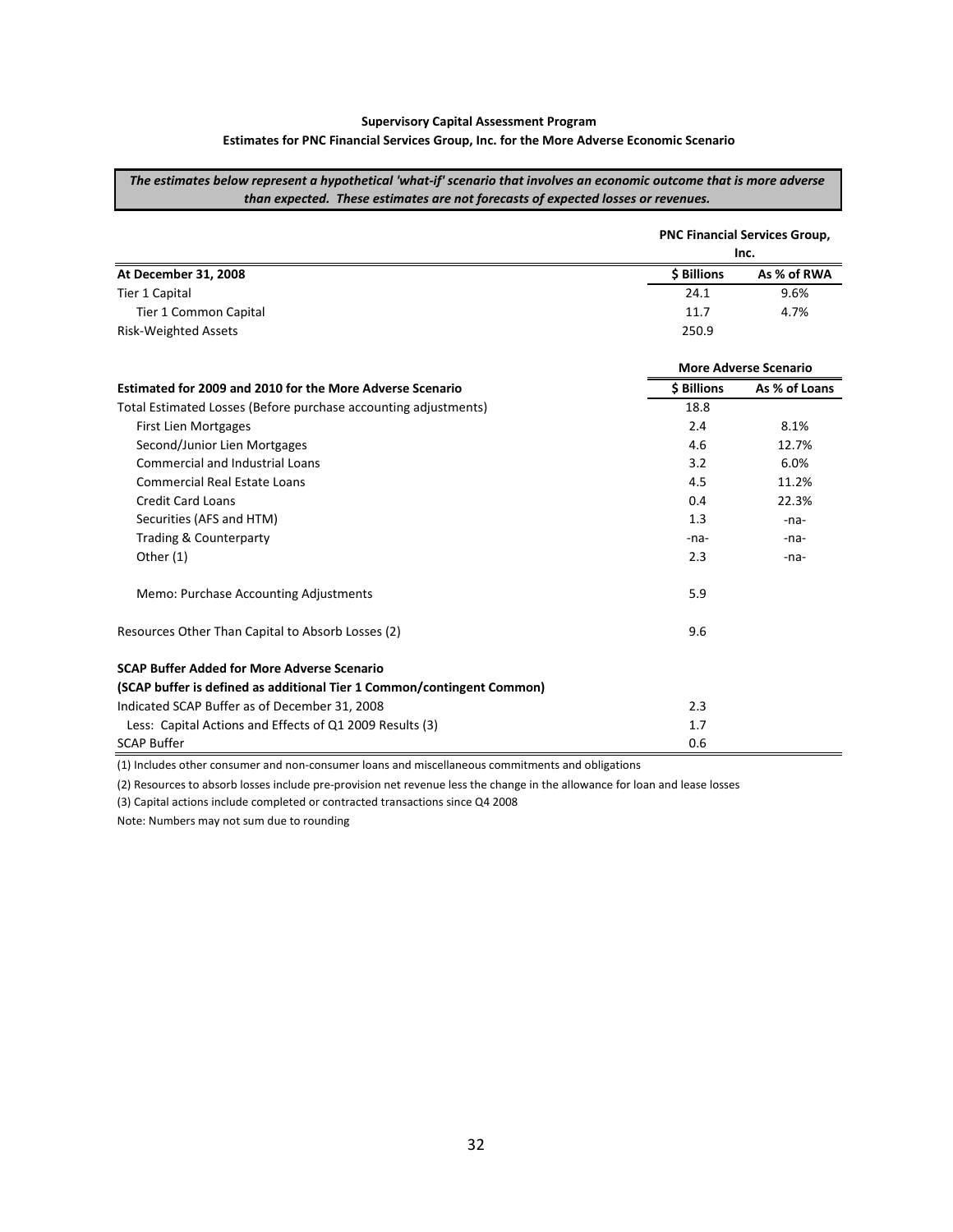**Supervisory Capital Assessment Program**

**Estimates for PNC Financial Services Group, Inc. for the More Adverse Economic Scenario**

***The estimates below represent a hypothetical 'what-if' scenario that involves an economic outcome that is more adverse than expected. These estimates are not forecasts of expected losses or revenues.***

| | PNC Financial Services Group, Inc. | |
|---|---|---|
| **At December 31, 2008** | **$ Billions** | **As % of RWA** |
| Tier 1 Capital | 24.1 | 9.6% |
| Tier 1 Common Capital | 11.7 | 4.7% |
| Risk-Weighted Assets | 250.9 | |

| | More Adverse Scenario | |
|---|---|---|
| **Estimated for 2009 and 2010 for the More Adverse Scenario** | **$ Billions** | **As % of Loans** |
| Total Estimated Losses (Before purchase accounting adjustments) | 18.8 | |
| First Lien Mortgages | 2.4 | 8.1% |
| Second/Junior Lien Mortgages | 4.6 | 12.7% |
| Commercial and Industrial Loans | 3.2 | 6.0% |
| Commercial Real Estate Loans | 4.5 | 11.2% |
| Credit Card Loans | 0.4 | 22.3% |
| Securities (AFS and HTM) | 1.3 | -na- |
| Trading & Counterparty | -na- | -na- |
| Other (1) | 2.3 | -na- |
| Memo: Purchase Accounting Adjustments | 5.9 | |
| Resources Other Than Capital to Absorb Losses (2) | 9.6 | |
| **SCAP Buffer Added for More Adverse Scenario** | | |
| **(SCAP buffer is defined as additional Tier 1 Common/contingent Common)** | | |
| Indicated SCAP Buffer as of December 31, 2008 | 2.3 | |
| Less: Capital Actions and Effects of Q1 2009 Results (3) | 1.7 | |
| SCAP Buffer | 0.6 | |

(1) Includes other consumer and non-consumer loans and miscellaneous commitments and obligations

(2) Resources to absorb losses include pre-provision net revenue less the change in the allowance for loan and lease losses

(3) Capital actions include completed or contracted transactions since Q4 2008

Note: Numbers may not sum due to rounding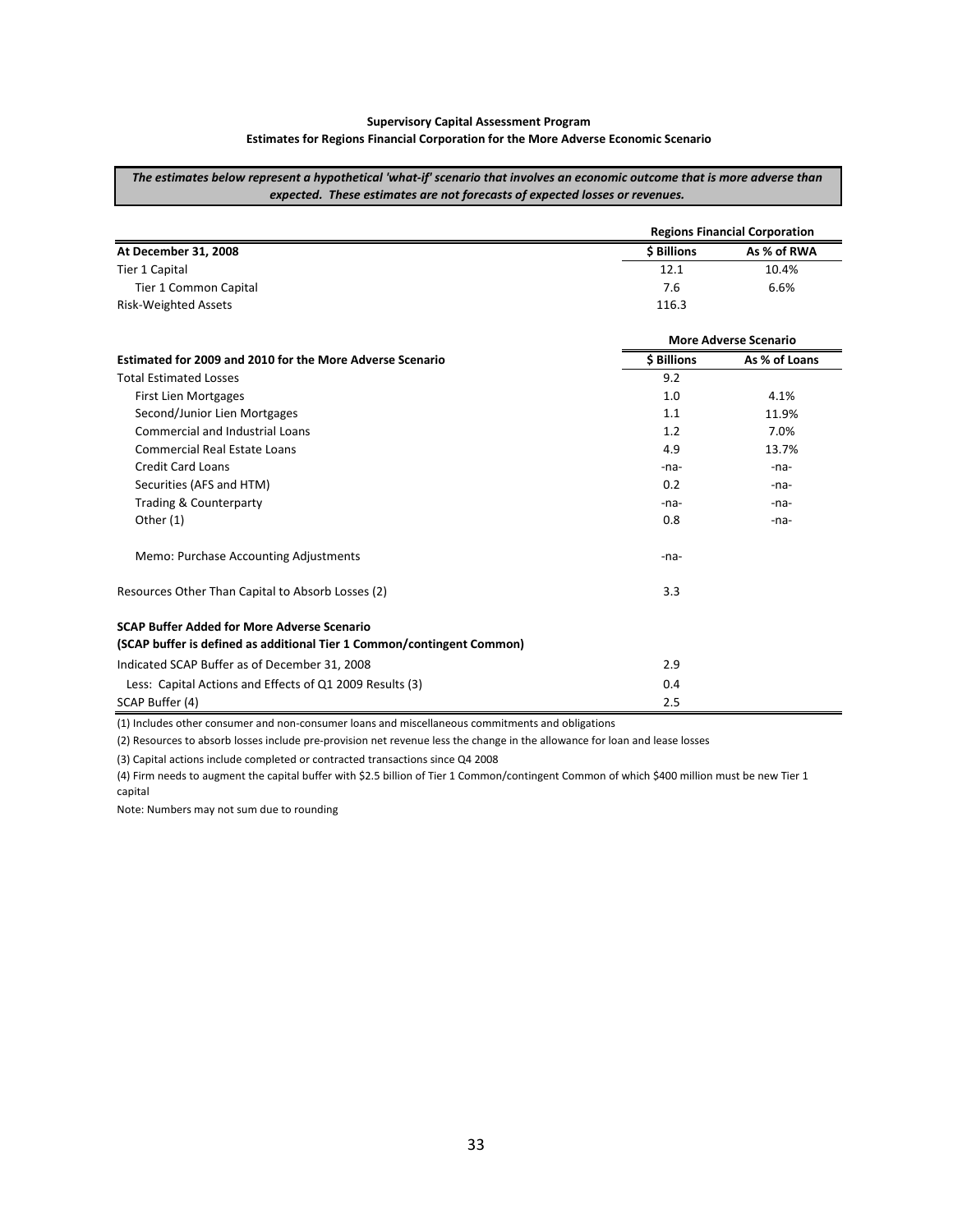**Supervisory Capital Assessment Program**
**Estimates for Regions Financial Corporation for the More Adverse Economic Scenario**

***The estimates below represent a hypothetical 'what-if' scenario that involves an economic outcome that is more adverse than expected. These estimates are not forecasts of expected losses or revenues.***

| | Regions Financial Corporation | |
|---|---|---|
| **At December 31, 2008** | **$ Billions** | **As % of RWA** |
| Tier 1 Capital | 12.1 | 10.4% |
| Tier 1 Common Capital | 7.6 | 6.6% |
| Risk-Weighted Assets | 116.3 | |

| | More Adverse Scenario | |
|---|---|---|
| **Estimated for 2009 and 2010 for the More Adverse Scenario** | **$ Billions** | **As % of Loans** |
| Total Estimated Losses | 9.2 | |
| First Lien Mortgages | 1.0 | 4.1% |
| Second/Junior Lien Mortgages | 1.1 | 11.9% |
| Commercial and Industrial Loans | 1.2 | 7.0% |
| Commercial Real Estate Loans | 4.9 | 13.7% |
| Credit Card Loans | -na- | -na- |
| Securities (AFS and HTM) | 0.2 | -na- |
| Trading & Counterparty | -na- | -na- |
| Other (1) | 0.8 | -na- |
| Memo: Purchase Accounting Adjustments | -na- | |
| Resources Other Than Capital to Absorb Losses (2) | 3.3 | |
| **SCAP Buffer Added for More Adverse Scenario** | | |
| **(SCAP buffer is defined as additional Tier 1 Common/contingent Common)** | | |
| Indicated SCAP Buffer as of December 31, 2008 | 2.9 | |
| Less: Capital Actions and Effects of Q1 2009 Results (3) | 0.4 | |
| SCAP Buffer (4) | 2.5 | |

(1) Includes other consumer and non-consumer loans and miscellaneous commitments and obligations

(2) Resources to absorb losses include pre-provision net revenue less the change in the allowance for loan and lease losses

(3) Capital actions include completed or contracted transactions since Q4 2008

(4) Firm needs to augment the capital buffer with $2.5 billion of Tier 1 Common/contingent Common of which $400 million must be new Tier 1 capital

Note: Numbers may not sum due to rounding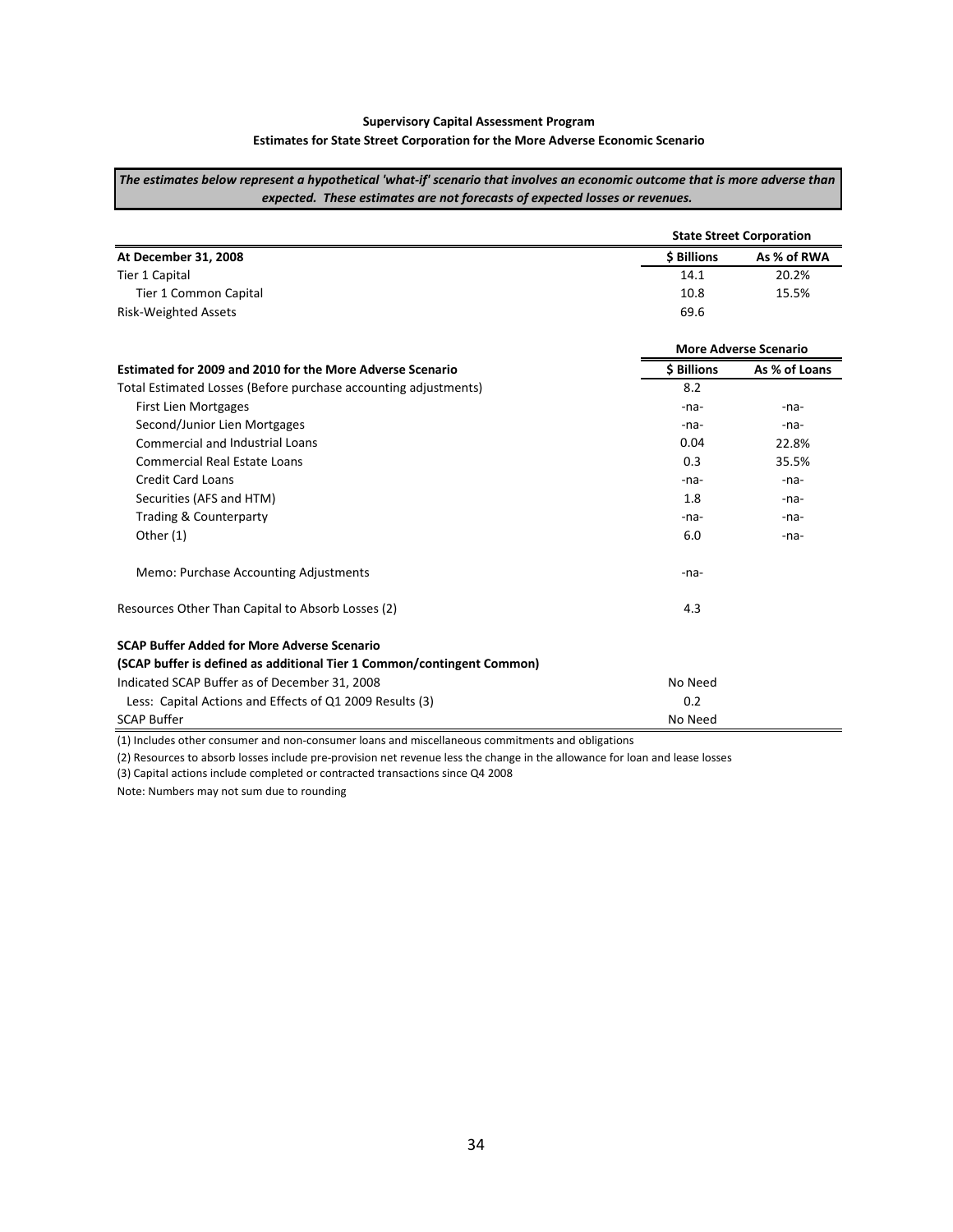**Supervisory Capital Assessment Program**

**Estimates for State Street Corporation for the More Adverse Economic Scenario**

***The estimates below represent a hypothetical 'what-if' scenario that involves an economic outcome that is more adverse than expected. These estimates are not forecasts of expected losses or revenues.***

| | State Street Corporation | |
|---|---|---|
| **At December 31, 2008** | **$ Billions** | **As % of RWA** |
| Tier 1 Capital | 14.1 | 20.2% |
| Tier 1 Common Capital | 10.8 | 15.5% |
| Risk-Weighted Assets | 69.6 | |

| | More Adverse Scenario | |
|---|---|---|
| **Estimated for 2009 and 2010 for the More Adverse Scenario** | **$ Billions** | **As % of Loans** |
| Total Estimated Losses (Before purchase accounting adjustments) | 8.2 | |
| First Lien Mortgages | -na- | -na- |
| Second/Junior Lien Mortgages | -na- | -na- |
| Commercial and Industrial Loans | 0.04 | 22.8% |
| Commercial Real Estate Loans | 0.3 | 35.5% |
| Credit Card Loans | -na- | -na- |
| Securities (AFS and HTM) | 1.8 | -na- |
| Trading & Counterparty | -na- | -na- |
| Other (1) | 6.0 | -na- |
| Memo: Purchase Accounting Adjustments | -na- | |
| Resources Other Than Capital to Absorb Losses (2) | 4.3 | |
| **SCAP Buffer Added for More Adverse Scenario** | | |
| **(SCAP buffer is defined as additional Tier 1 Common/contingent Common)** | | |
| Indicated SCAP Buffer as of December 31, 2008 | No Need | |
| Less: Capital Actions and Effects of Q1 2009 Results (3) | 0.2 | |
| SCAP Buffer | No Need | |

(1) Includes other consumer and non-consumer loans and miscellaneous commitments and obligations

(2) Resources to absorb losses include pre-provision net revenue less the change in the allowance for loan and lease losses

(3) Capital actions include completed or contracted transactions since Q4 2008

Note: Numbers may not sum due to rounding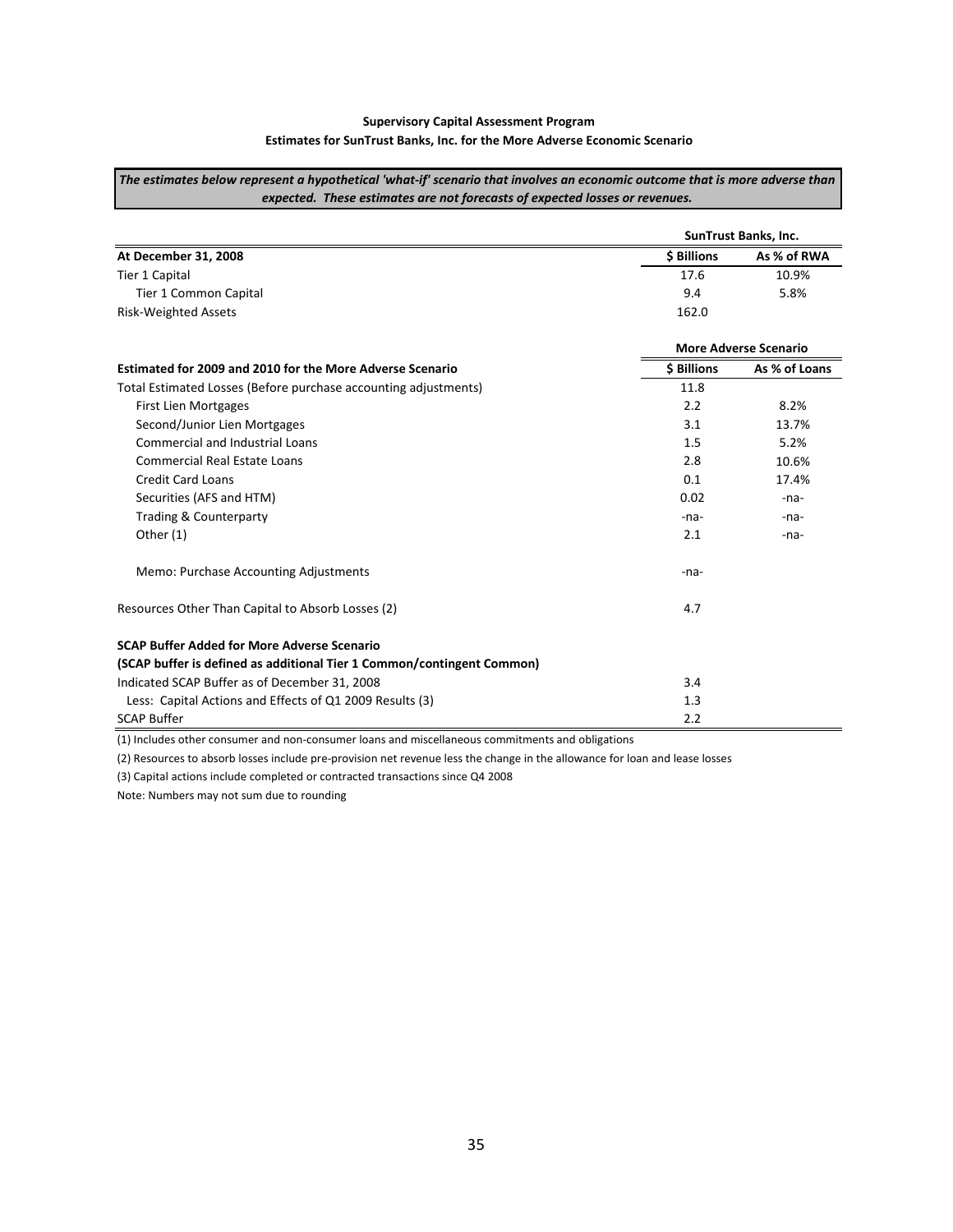**Supervisory Capital Assessment Program**

**Estimates for SunTrust Banks, Inc. for the More Adverse Economic Scenario**

***The estimates below represent a hypothetical 'what-if' scenario that involves an economic outcome that is more adverse than expected. These estimates are not forecasts of expected losses or revenues.***

| | SunTrust Banks, Inc. | |
|---|---|---|
| **At December 31, 2008** | **$ Billions** | **As % of RWA** |
| Tier 1 Capital | 17.6 | 10.9% |
| Tier 1 Common Capital | 9.4 | 5.8% |
| Risk-Weighted Assets | 162.0 | |

| | More Adverse Scenario | |
|---|---|---|
| **Estimated for 2009 and 2010 for the More Adverse Scenario** | **$ Billions** | **As % of Loans** |
| Total Estimated Losses (Before purchase accounting adjustments) | 11.8 | |
| First Lien Mortgages | 2.2 | 8.2% |
| Second/Junior Lien Mortgages | 3.1 | 13.7% |
| Commercial and Industrial Loans | 1.5 | 5.2% |
| Commercial Real Estate Loans | 2.8 | 10.6% |
| Credit Card Loans | 0.1 | 17.4% |
| Securities (AFS and HTM) | 0.02 | -na- |
| Trading & Counterparty | -na- | -na- |
| Other (1) | 2.1 | -na- |
| Memo: Purchase Accounting Adjustments | -na- | |
| Resources Other Than Capital to Absorb Losses (2) | 4.7 | |
| **SCAP Buffer Added for More Adverse Scenario** | | |
| **(SCAP buffer is defined as additional Tier 1 Common/contingent Common)** | | |
| Indicated SCAP Buffer as of December 31, 2008 | 3.4 | |
| Less: Capital Actions and Effects of Q1 2009 Results (3) | 1.3 | |
| SCAP Buffer | 2.2 | |

(1) Includes other consumer and non-consumer loans and miscellaneous commitments and obligations

(2) Resources to absorb losses include pre-provision net revenue less the change in the allowance for loan and lease losses

(3) Capital actions include completed or contracted transactions since Q4 2008

Note: Numbers may not sum due to rounding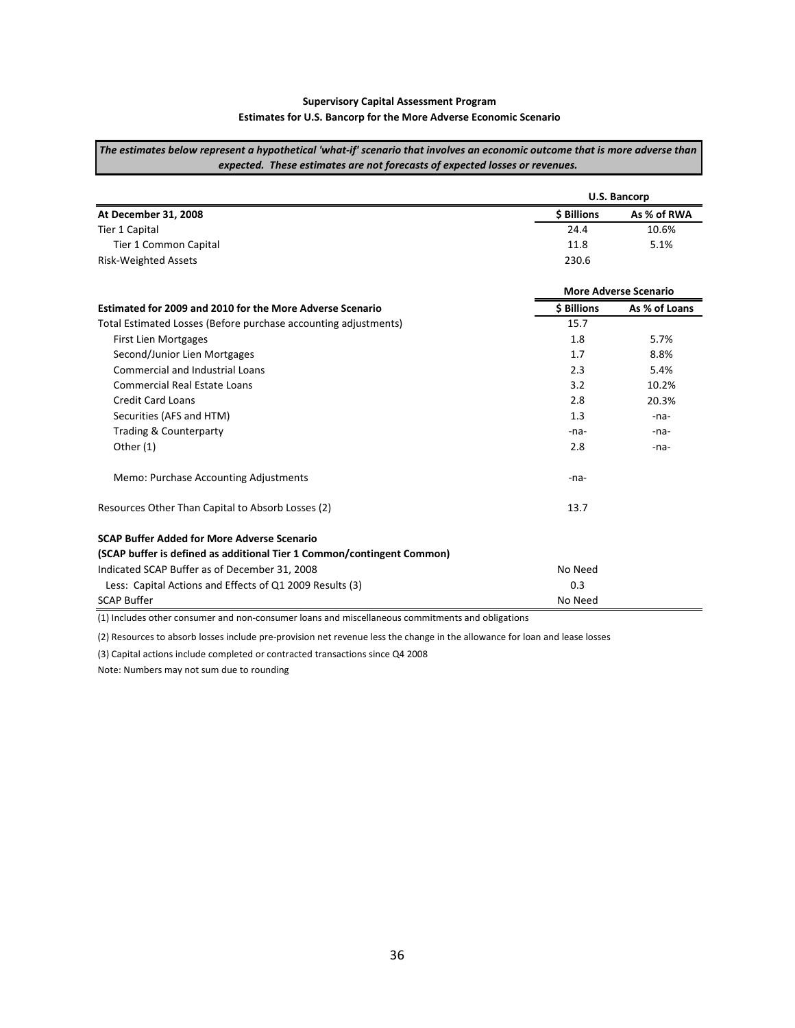**Supervisory Capital Assessment Program**

**Estimates for U.S. Bancorp for the More Adverse Economic Scenario**

***The estimates below represent a hypothetical 'what-if' scenario that involves an economic outcome that is more adverse than expected. These estimates are not forecasts of expected losses or revenues.***

| | U.S. Bancorp | |
|---|---|---|
| **At December 31, 2008** | **$ Billions** | **As % of RWA** |
| Tier 1 Capital | 24.4 | 10.6% |
| Tier 1 Common Capital | 11.8 | 5.1% |
| Risk-Weighted Assets | 230.6 | |

| | More Adverse Scenario | |
|---|---|---|
| **Estimated for 2009 and 2010 for the More Adverse Scenario** | **$ Billions** | **As % of Loans** |
| Total Estimated Losses (Before purchase accounting adjustments) | 15.7 | |
| First Lien Mortgages | 1.8 | 5.7% |
| Second/Junior Lien Mortgages | 1.7 | 8.8% |
| Commercial and Industrial Loans | 2.3 | 5.4% |
| Commercial Real Estate Loans | 3.2 | 10.2% |
| Credit Card Loans | 2.8 | 20.3% |
| Securities (AFS and HTM) | 1.3 | -na- |
| Trading & Counterparty | -na- | -na- |
| Other (1) | 2.8 | -na- |
| Memo: Purchase Accounting Adjustments | -na- | |
| Resources Other Than Capital to Absorb Losses (2) | 13.7 | |
| **SCAP Buffer Added for More Adverse Scenario** | | |
| **(SCAP buffer is defined as additional Tier 1 Common/contingent Common)** | | |
| Indicated SCAP Buffer as of December 31, 2008 | No Need | |
| Less: Capital Actions and Effects of Q1 2009 Results (3) | 0.3 | |
| SCAP Buffer | No Need | |

(1) Includes other consumer and non-consumer loans and miscellaneous commitments and obligations

(2) Resources to absorb losses include pre-provision net revenue less the change in the allowance for loan and lease losses

(3) Capital actions include completed or contracted transactions since Q4 2008

Note: Numbers may not sum due to rounding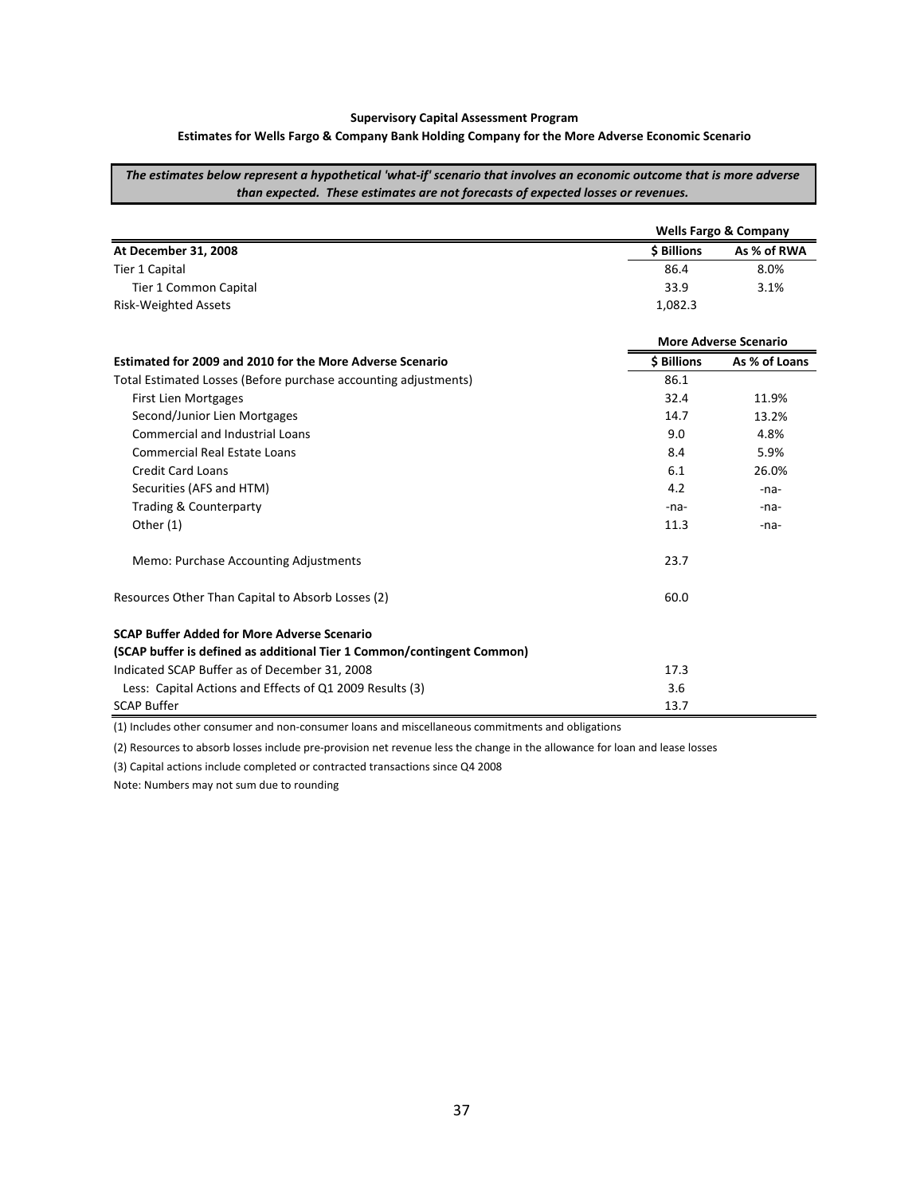**Supervisory Capital Assessment Program**

**Estimates for Wells Fargo & Company Bank Holding Company for the More Adverse Economic Scenario**

***The estimates below represent a hypothetical 'what-if' scenario that involves an economic outcome that is more adverse than expected. These estimates are not forecasts of expected losses or revenues.***

| | Wells Fargo & Company | |
|---|---|---|
| **At December 31, 2008** | **$ Billions** | **As % of RWA** |
| Tier 1 Capital | 86.4 | 8.0% |
| Tier 1 Common Capital | 33.9 | 3.1% |
| Risk-Weighted Assets | 1,082.3 | |

| | More Adverse Scenario | |
|---|---|---|
| **Estimated for 2009 and 2010 for the More Adverse Scenario** | **$ Billions** | **As % of Loans** |
| Total Estimated Losses (Before purchase accounting adjustments) | 86.1 | |
| First Lien Mortgages | 32.4 | 11.9% |
| Second/Junior Lien Mortgages | 14.7 | 13.2% |
| Commercial and Industrial Loans | 9.0 | 4.8% |
| Commercial Real Estate Loans | 8.4 | 5.9% |
| Credit Card Loans | 6.1 | 26.0% |
| Securities (AFS and HTM) | 4.2 | -na- |
| Trading & Counterparty | -na- | -na- |
| Other (1) | 11.3 | -na- |
| Memo: Purchase Accounting Adjustments | 23.7 | |
| Resources Other Than Capital to Absorb Losses (2) | 60.0 | |
| **SCAP Buffer Added for More Adverse Scenario** | | |
| **(SCAP buffer is defined as additional Tier 1 Common/contingent Common)** | | |
| Indicated SCAP Buffer as of December 31, 2008 | 17.3 | |
| Less: Capital Actions and Effects of Q1 2009 Results (3) | 3.6 | |
| SCAP Buffer | 13.7 | |

(1) Includes other consumer and non-consumer loans and miscellaneous commitments and obligations

(2) Resources to absorb losses include pre-provision net revenue less the change in the allowance for loan and lease losses

(3) Capital actions include completed or contracted transactions since Q4 2008

Note: Numbers may not sum due to rounding